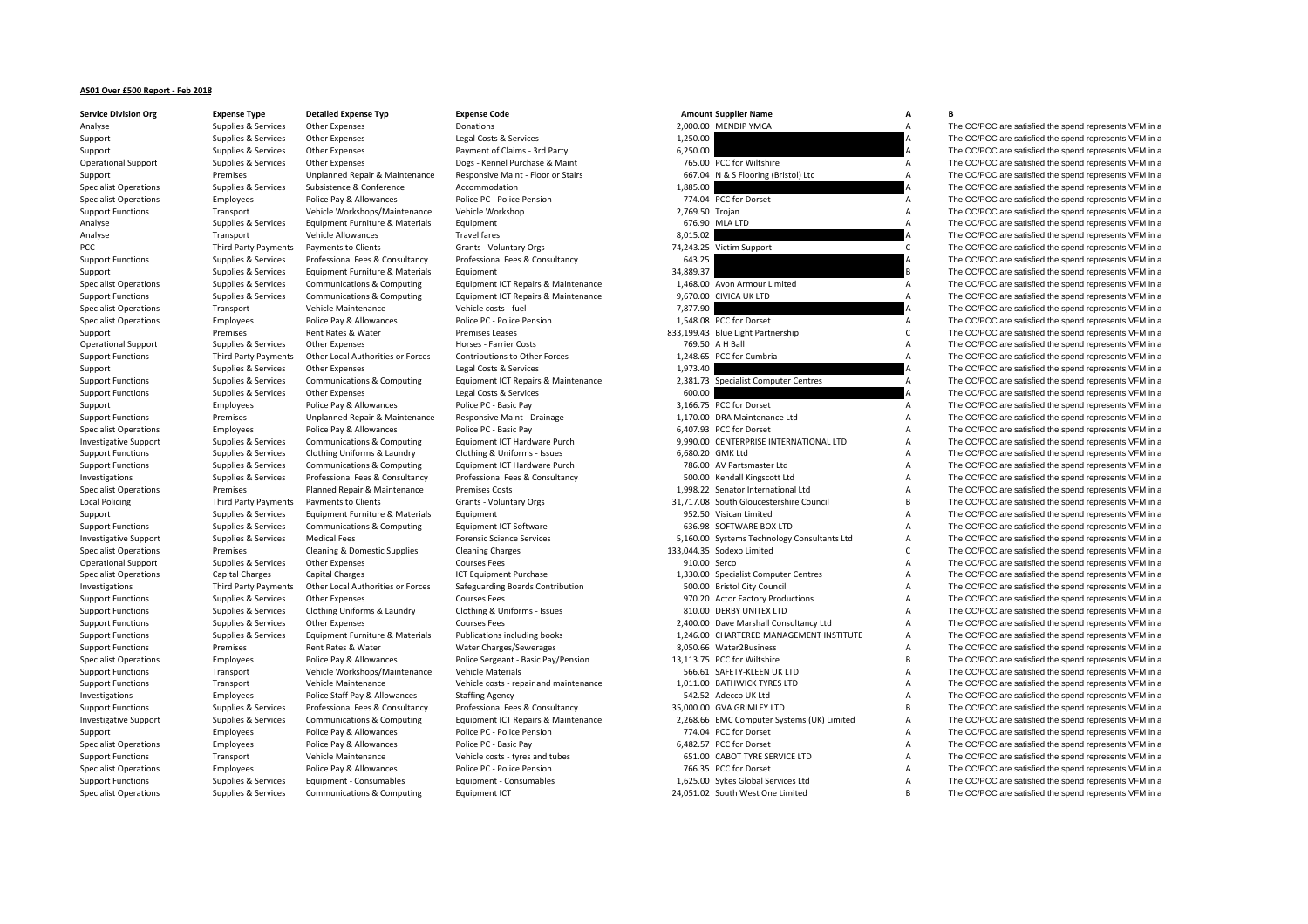**AS01 Over £500 Report - Feb 2018**

| Service Division Org | Expense Type | Detailed Expense Typ | Expense Code | Amount | Supplier Name | A | B |
|---|---|---|---|---|---|---|---|
| Analyse | Supplies & Services | Other Expenses | Donations | 2,000.00 | MENDIP YMCA | A | The CC/PCC are satisfied the spend represents VFM in a |
| Support | Supplies & Services | Other Expenses | Legal Costs & Services | 1,250.00 | | A | The CC/PCC are satisfied the spend represents VFM in a |
| Support | Supplies & Services | Other Expenses | Payment of Claims - 3rd Party | 6,250.00 | | A | The CC/PCC are satisfied the spend represents VFM in a |
| Operational Support | Supplies & Services | Other Expenses | Dogs - Kennel Purchase & Maint | 765.00 | PCC for Wiltshire | A | The CC/PCC are satisfied the spend represents VFM in a |
| Support | Premises | Unplanned Repair & Maintenance | Responsive Maint - Floor or Stairs | 667.04 | N & S Flooring (Bristol) Ltd | A | The CC/PCC are satisfied the spend represents VFM in a |
| Specialist Operations | Supplies & Services | Subsistence & Conference | Accommodation | 1,885.00 | | A | The CC/PCC are satisfied the spend represents VFM in a |
| Specialist Operations | Employees | Police Pay & Allowances | Police PC - Police Pension | 774.04 | PCC for Dorset | A | The CC/PCC are satisfied the spend represents VFM in a |
| Support Functions | Transport | Vehicle Workshops/Maintenance | Vehicle Workshop | 2,769.50 | Trojan | A | The CC/PCC are satisfied the spend represents VFM in a |
| Analyse | Supplies & Services | Equipment Furniture & Materials | Equipment | 676.90 | MLA LTD | A | The CC/PCC are satisfied the spend represents VFM in a |
| Analyse | Transport | Vehicle Allowances | Travel fares | 8,015.02 | | A | The CC/PCC are satisfied the spend represents VFM in a |
| PCC | Third Party Payments | Payments to Clients | Grants - Voluntary Orgs | 74,243.25 | Victim Support | C | The CC/PCC are satisfied the spend represents VFM in a |
| Support Functions | Supplies & Services | Professional Fees & Consultancy | Professional Fees & Consultancy | 643.25 | | A | The CC/PCC are satisfied the spend represents VFM in a |
| Support | Supplies & Services | Equipment Furniture & Materials | Equipment | 34,889.37 | | B | The CC/PCC are satisfied the spend represents VFM in a |
| Specialist Operations | Supplies & Services | Communications & Computing | Equipment ICT Repairs & Maintenance | 1,468.00 | Avon Armour Limited | A | The CC/PCC are satisfied the spend represents VFM in a |
| Support Functions | Supplies & Services | Communications & Computing | Equipment ICT Repairs & Maintenance | 9,670.00 | CIVICA UK LTD | A | The CC/PCC are satisfied the spend represents VFM in a |
| Specialist Operations | Transport | Vehicle Maintenance | Vehicle costs - fuel | 7,877.90 | | A | The CC/PCC are satisfied the spend represents VFM in a |
| Specialist Operations | Employees | Police Pay & Allowances | Police PC - Police Pension | 1,548.08 | PCC for Dorset | A | The CC/PCC are satisfied the spend represents VFM in a |
| Support | Premises | Rent Rates & Water | Premises Leases | 833,199.43 | Blue Light Partnership | C | The CC/PCC are satisfied the spend represents VFM in a |
| Operational Support | Supplies & Services | Other Expenses | Horses - Farrier Costs | 769.50 | A H Ball | A | The CC/PCC are satisfied the spend represents VFM in a |
| Support Functions | Third Party Payments | Other Local Authorities or Forces | Contributions to Other Forces | 1,248.65 | PCC for Cumbria | A | The CC/PCC are satisfied the spend represents VFM in a |
| Support | Supplies & Services | Other Expenses | Legal Costs & Services | 1,973.40 | | A | The CC/PCC are satisfied the spend represents VFM in a |
| Support Functions | Supplies & Services | Communications & Computing | Equipment ICT Repairs & Maintenance | 2,381.73 | Specialist Computer Centres | A | The CC/PCC are satisfied the spend represents VFM in a |
| Support Functions | Supplies & Services | Other Expenses | Legal Costs & Services | 600.00 | | A | The CC/PCC are satisfied the spend represents VFM in a |
| Support | Employees | Police Pay & Allowances | Police PC - Basic Pay | 3,166.75 | PCC for Dorset | A | The CC/PCC are satisfied the spend represents VFM in a |
| Support Functions | Premises | Unplanned Repair & Maintenance | Responsive Maint - Drainage | 1,170.00 | DRA Maintenance Ltd | A | The CC/PCC are satisfied the spend represents VFM in a |
| Specialist Operations | Employees | Police Pay & Allowances | Police PC - Basic Pay | 6,407.93 | PCC for Dorset | A | The CC/PCC are satisfied the spend represents VFM in a |
| Investigative Support | Supplies & Services | Communications & Computing | Equipment ICT Hardware Purch | 9,990.00 | CENTERPRISE INTERNATIONAL LTD | A | The CC/PCC are satisfied the spend represents VFM in a |
| Support Functions | Supplies & Services | Clothing Uniforms & Laundry | Clothing & Uniforms - Issues | 6,680.20 | GMK Ltd | A | The CC/PCC are satisfied the spend represents VFM in a |
| Support Functions | Supplies & Services | Communications & Computing | Equipment ICT Hardware Purch | 786.00 | AV Partsmaster Ltd | A | The CC/PCC are satisfied the spend represents VFM in a |
| Investigations | Supplies & Services | Professional Fees & Consultancy | Professional Fees & Consultancy | 500.00 | Kendall Kingscott Ltd | A | The CC/PCC are satisfied the spend represents VFM in a |
| Specialist Operations | Premises | Planned Repair & Maintenance | Premises Costs | 1,998.22 | Senator International Ltd | A | The CC/PCC are satisfied the spend represents VFM in a |
| Local Policing | Third Party Payments | Payments to Clients | Grants - Voluntary Orgs | 31,717.08 | South Gloucestershire Council | B | The CC/PCC are satisfied the spend represents VFM in a |
| Support | Supplies & Services | Equipment Furniture & Materials | Equipment | 952.50 | Visican Limited | A | The CC/PCC are satisfied the spend represents VFM in a |
| Support Functions | Supplies & Services | Communications & Computing | Equipment ICT Software | 636.98 | SOFTWARE BOX LTD | A | The CC/PCC are satisfied the spend represents VFM in a |
| Investigative Support | Supplies & Services | Medical Fees | Forensic Science Services | 5,160.00 | Systems Technology Consultants Ltd | A | The CC/PCC are satisfied the spend represents VFM in a |
| Specialist Operations | Premises | Cleaning & Domestic Supplies | Cleaning Charges | 133,044.35 | Sodexo Limited | C | The CC/PCC are satisfied the spend represents VFM in a |
| Operational Support | Supplies & Services | Other Expenses | Courses Fees | 910.00 | Serco | A | The CC/PCC are satisfied the spend represents VFM in a |
| Specialist Operations | Capital Charges | Capital Charges | ICT Equipment Purchase | 1,330.00 | Specialist Computer Centres | A | The CC/PCC are satisfied the spend represents VFM in a |
| Investigations | Third Party Payments | Other Local Authorities or Forces | Safeguarding Boards Contribution | 500.00 | Bristol City Council | A | The CC/PCC are satisfied the spend represents VFM in a |
| Support Functions | Supplies & Services | Other Expenses | Courses Fees | 970.20 | Actor Factory Productions | A | The CC/PCC are satisfied the spend represents VFM in a |
| Support Functions | Supplies & Services | Clothing Uniforms & Laundry | Clothing & Uniforms - Issues | 810.00 | DERBY UNITEX LTD | A | The CC/PCC are satisfied the spend represents VFM in a |
| Support Functions | Supplies & Services | Other Expenses | Courses Fees | 2,400.00 | Dave Marshall Consultancy Ltd | A | The CC/PCC are satisfied the spend represents VFM in a |
| Support Functions | Supplies & Services | Equipment Furniture & Materials | Publications including books | 1,246.00 | CHARTERED MANAGEMENT INSTITUTE | A | The CC/PCC are satisfied the spend represents VFM in a |
| Support Functions | Premises | Rent Rates & Water | Water Charges/Sewerages | 8,050.66 | Water2Business | A | The CC/PCC are satisfied the spend represents VFM in a |
| Specialist Operations | Employees | Police Pay & Allowances | Police Sergeant - Basic Pay/Pension | 13,113.75 | PCC for Wiltshire | B | The CC/PCC are satisfied the spend represents VFM in a |
| Support Functions | Transport | Vehicle Workshops/Maintenance | Vehicle Materials | 566.61 | SAFETY-KLEEN UK LTD | A | The CC/PCC are satisfied the spend represents VFM in a |
| Support Functions | Transport | Vehicle Maintenance | Vehicle costs - repair and maintenance | 1,011.00 | BATHWICK TYRES LTD | A | The CC/PCC are satisfied the spend represents VFM in a |
| Investigations | Employees | Police Staff Pay & Allowances | Staffing Agency | 542.52 | Adecco UK Ltd | A | The CC/PCC are satisfied the spend represents VFM in a |
| Support Functions | Supplies & Services | Professional Fees & Consultancy | Professional Fees & Consultancy | 35,000.00 | GVA GRIMLEY LTD | B | The CC/PCC are satisfied the spend represents VFM in a |
| Investigative Support | Supplies & Services | Communications & Computing | Equipment ICT Repairs & Maintenance | 2,268.66 | EMC Computer Systems (UK) Limited | A | The CC/PCC are satisfied the spend represents VFM in a |
| Support | Employees | Police Pay & Allowances | Police PC - Police Pension | 774.04 | PCC for Dorset | A | The CC/PCC are satisfied the spend represents VFM in a |
| Specialist Operations | Employees | Police Pay & Allowances | Police PC - Basic Pay | 6,482.57 | PCC for Dorset | A | The CC/PCC are satisfied the spend represents VFM in a |
| Support Functions | Transport | Vehicle Maintenance | Vehicle costs - tyres and tubes | 651.00 | CABOT TYRE SERVICE LTD | A | The CC/PCC are satisfied the spend represents VFM in a |
| Specialist Operations | Employees | Police Pay & Allowances | Police PC - Police Pension | 766.35 | PCC for Dorset | A | The CC/PCC are satisfied the spend represents VFM in a |
| Support Functions | Supplies & Services | Equipment - Consumables | Equipment - Consumables | 1,625.00 | Sykes Global Services Ltd | A | The CC/PCC are satisfied the spend represents VFM in a |
| Specialist Operations | Supplies & Services | Communications & Computing | Equipment ICT | 24,051.02 | South West One Limited | B | The CC/PCC are satisfied the spend represents VFM in a |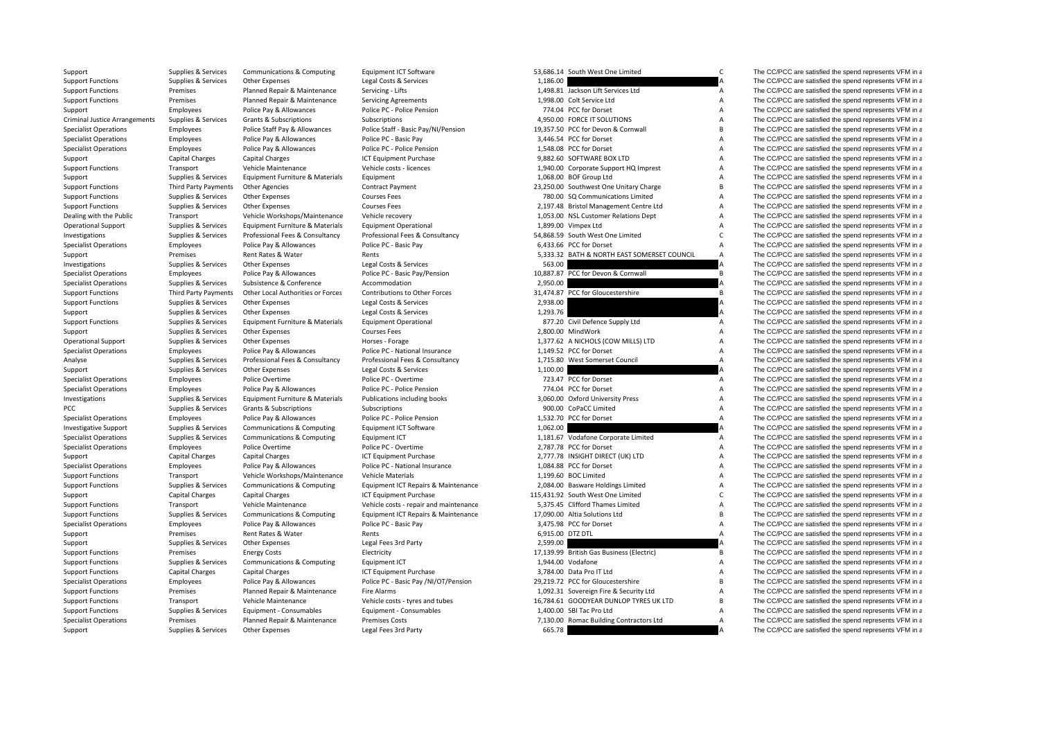| | | | | | | | |
|---|---|---|---|---|---|---|---|
| Support | Supplies & Services | Communications & Computing | Equipment ICT Software | 53,686.14 | South West One Limited | C | The CC/PCC are satisfied the spend represents VFM in a |
| Support Functions | Supplies & Services | Other Expenses | Legal Costs & Services | 1,186.00 | | A | The CC/PCC are satisfied the spend represents VFM in a |
| Support Functions | Premises | Planned Repair & Maintenance | Servicing - Lifts | 1,498.81 | Jackson Lift Services Ltd | A | The CC/PCC are satisfied the spend represents VFM in a |
| Support Functions | Premises | Planned Repair & Maintenance | Servicing Agreements | 1,998.00 | Colt Service Ltd | A | The CC/PCC are satisfied the spend represents VFM in a |
| Support | Employees | Police Pay & Allowances | Police PC - Police Pension | 774.04 | PCC for Dorset | A | The CC/PCC are satisfied the spend represents VFM in a |
| Criminal Justice Arrangements | Supplies & Services | Grants & Subscriptions | Subscriptions | 4,950.00 | FORCE IT SOLUTIONS | A | The CC/PCC are satisfied the spend represents VFM in a |
| Specialist Operations | Employees | Police Staff Pay & Allowances | Police Staff - Basic Pay/NI/Pension | 19,357.50 | PCC for Devon & Cornwall | B | The CC/PCC are satisfied the spend represents VFM in a |
| Specialist Operations | Employees | Police Pay & Allowances | Police PC - Basic Pay | 3,446.54 | PCC for Dorset | A | The CC/PCC are satisfied the spend represents VFM in a |
| Specialist Operations | Employees | Police Pay & Allowances | Police PC - Police Pension | 1,548.08 | PCC for Dorset | A | The CC/PCC are satisfied the spend represents VFM in a |
| Support | Capital Charges | Capital Charges | ICT Equipment Purchase | 9,882.60 | SOFTWARE BOX LTD | A | The CC/PCC are satisfied the spend represents VFM in a |
| Support Functions | Transport | Vehicle Maintenance | Vehicle costs - licences | 1,940.00 | Corporate Support HQ Imprest | A | The CC/PCC are satisfied the spend represents VFM in a |
| Support | Supplies & Services | Equipment Furniture & Materials | Equipment | 1,068.00 | BOF Group Ltd | A | The CC/PCC are satisfied the spend represents VFM in a |
| Support Functions | Third Party Payments | Other Agencies | Contract Payment | 23,250.00 | Southwest One Unitary Charge | B | The CC/PCC are satisfied the spend represents VFM in a |
| Support Functions | Supplies & Services | Other Expenses | Courses Fees | 780.00 | SQ Communications Limited | A | The CC/PCC are satisfied the spend represents VFM in a |
| Support Functions | Supplies & Services | Other Expenses | Courses Fees | 2,197.48 | Bristol Management Centre Ltd | A | The CC/PCC are satisfied the spend represents VFM in a |
| Dealing with the Public | Transport | Vehicle Workshops/Maintenance | Vehicle recovery | 1,053.00 | NSL Customer Relations Dept | A | The CC/PCC are satisfied the spend represents VFM in a |
| Operational Support | Supplies & Services | Equipment Furniture & Materials | Equipment Operational | 1,899.00 | Vimpex Ltd | A | The CC/PCC are satisfied the spend represents VFM in a |
| Investigations | Supplies & Services | Professional Fees & Consultancy | Professional Fees & Consultancy | 54,868.59 | South West One Limited | C | The CC/PCC are satisfied the spend represents VFM in a |
| Specialist Operations | Employees | Police Pay & Allowances | Police PC - Basic Pay | 6,433.66 | PCC for Dorset | A | The CC/PCC are satisfied the spend represents VFM in a |
| Support | Premises | Rent Rates & Water | Rents | 5,333.32 | BATH & NORTH EAST SOMERSET COUNCIL | A | The CC/PCC are satisfied the spend represents VFM in a |
| Investigations | Supplies & Services | Other Expenses | Legal Costs & Services | 563.00 | | A | The CC/PCC are satisfied the spend represents VFM in a |
| Specialist Operations | Employees | Police Pay & Allowances | Police PC - Basic Pay/Pension | 10,887.87 | PCC for Devon & Cornwall | B | The CC/PCC are satisfied the spend represents VFM in a |
| Specialist Operations | Supplies & Services | Subsistence & Conference | Accommodation | 2,950.00 | | A | The CC/PCC are satisfied the spend represents VFM in a |
| Support Functions | Third Party Payments | Other Local Authorities or Forces | Contributions to Other Forces | 31,474.87 | PCC for Gloucestershire | B | The CC/PCC are satisfied the spend represents VFM in a |
| Support Functions | Supplies & Services | Other Expenses | Legal Costs & Services | 2,938.00 | | A | The CC/PCC are satisfied the spend represents VFM in a |
| Support | Supplies & Services | Other Expenses | Legal Costs & Services | 1,293.76 | | A | The CC/PCC are satisfied the spend represents VFM in a |
| Support Functions | Supplies & Services | Equipment Furniture & Materials | Equipment Operational | 877.20 | Civil Defence Supply Ltd | A | The CC/PCC are satisfied the spend represents VFM in a |
| Support | Supplies & Services | Other Expenses | Courses Fees | 2,800.00 | MindWork | A | The CC/PCC are satisfied the spend represents VFM in a |
| Operational Support | Supplies & Services | Other Expenses | Horses - Forage | 1,377.62 | A NICHOLS (COW MILLS) LTD | A | The CC/PCC are satisfied the spend represents VFM in a |
| Specialist Operations | Employees | Police Pay & Allowances | Police PC - National Insurance | 1,149.52 | PCC for Dorset | A | The CC/PCC are satisfied the spend represents VFM in a |
| Analyse | Supplies & Services | Professional Fees & Consultancy | Professional Fees & Consultancy | 1,715.80 | West Somerset Council | A | The CC/PCC are satisfied the spend represents VFM in a |
| Support | Supplies & Services | Other Expenses | Legal Costs & Services | 1,100.00 | | A | The CC/PCC are satisfied the spend represents VFM in a |
| Specialist Operations | Employees | Police Overtime | Police PC - Overtime | 723.47 | PCC for Dorset | A | The CC/PCC are satisfied the spend represents VFM in a |
| Specialist Operations | Employees | Police Pay & Allowances | Police PC - Police Pension | 774.04 | PCC for Dorset | A | The CC/PCC are satisfied the spend represents VFM in a |
| Investigations | Supplies & Services | Equipment Furniture & Materials | Publications including books | 3,060.00 | Oxford University Press | A | The CC/PCC are satisfied the spend represents VFM in a |
| PCC | Supplies & Services | Grants & Subscriptions | Subscriptions | 900.00 | CoPaCC Limited | A | The CC/PCC are satisfied the spend represents VFM in a |
| Specialist Operations | Employees | Police Pay & Allowances | Police PC - Police Pension | 1,532.70 | PCC for Dorset | A | The CC/PCC are satisfied the spend represents VFM in a |
| Investigative Support | Supplies & Services | Communications & Computing | Equipment ICT Software | 1,062.00 | | A | The CC/PCC are satisfied the spend represents VFM in a |
| Specialist Operations | Supplies & Services | Communications & Computing | Equipment ICT | 1,181.67 | Vodafone Corporate Limited | A | The CC/PCC are satisfied the spend represents VFM in a |
| Specialist Operations | Employees | Police Overtime | Police PC - Overtime | 2,787.78 | PCC for Dorset | A | The CC/PCC are satisfied the spend represents VFM in a |
| Support | Capital Charges | Capital Charges | ICT Equipment Purchase | 2,777.78 | INSIGHT DIRECT (UK) LTD | A | The CC/PCC are satisfied the spend represents VFM in a |
| Specialist Operations | Employees | Police Pay & Allowances | Police PC - National Insurance | 1,084.88 | PCC for Dorset | A | The CC/PCC are satisfied the spend represents VFM in a |
| Support Functions | Transport | Vehicle Workshops/Maintenance | Vehicle Materials | 1,199.60 | BOC Limited | A | The CC/PCC are satisfied the spend represents VFM in a |
| Support Functions | Supplies & Services | Communications & Computing | Equipment ICT Repairs & Maintenance | 2,084.00 | Basware Holdings Limited | A | The CC/PCC are satisfied the spend represents VFM in a |
| Support | Capital Charges | Capital Charges | ICT Equipment Purchase | 115,431.92 | South West One Limited | C | The CC/PCC are satisfied the spend represents VFM in a |
| Support Functions | Transport | Vehicle Maintenance | Vehicle costs - repair and maintenance | 5,375.45 | Clifford Thames Limited | A | The CC/PCC are satisfied the spend represents VFM in a |
| Support Functions | Supplies & Services | Communications & Computing | Equipment ICT Repairs & Maintenance | 17,090.00 | Altia Solutions Ltd | B | The CC/PCC are satisfied the spend represents VFM in a |
| Specialist Operations | Employees | Police Pay & Allowances | Police PC - Basic Pay | 3,475.98 | PCC for Dorset | A | The CC/PCC are satisfied the spend represents VFM in a |
| Support | Premises | Rent Rates & Water | Rents | 6,915.00 | DTZ DTL | A | The CC/PCC are satisfied the spend represents VFM in a |
| Support | Supplies & Services | Other Expenses | Legal Fees 3rd Party | 2,599.00 | | A | The CC/PCC are satisfied the spend represents VFM in a |
| Support Functions | Premises | Energy Costs | Electricity | 17,139.99 | British Gas Business (Electric) | B | The CC/PCC are satisfied the spend represents VFM in a |
| Support Functions | Supplies & Services | Communications & Computing | Equipment ICT | 1,944.00 | Vodafone | A | The CC/PCC are satisfied the spend represents VFM in a |
| Support Functions | Capital Charges | Capital Charges | ICT Equipment Purchase | 3,784.00 | Data Pro IT Ltd | A | The CC/PCC are satisfied the spend represents VFM in a |
| Specialist Operations | Employees | Police Pay & Allowances | Police PC - Basic Pay /NI/OT/Pension | 29,219.72 | PCC for Gloucestershire | B | The CC/PCC are satisfied the spend represents VFM in a |
| Support Functions | Premises | Planned Repair & Maintenance | Fire Alarms | 1,092.31 | Sovereign Fire & Security Ltd | A | The CC/PCC are satisfied the spend represents VFM in a |
| Support Functions | Transport | Vehicle Maintenance | Vehicle costs - tyres and tubes | 16,784.61 | GOODYEAR DUNLOP TYRES UK LTD | B | The CC/PCC are satisfied the spend represents VFM in a |
| Support Functions | Supplies & Services | Equipment - Consumables | Equipment - Consumables | 1,400.00 | SBI Tac Pro Ltd | A | The CC/PCC are satisfied the spend represents VFM in a |
| Specialist Operations | Premises | Planned Repair & Maintenance | Premises Costs | 7,130.00 | Romac Building Contractors Ltd | A | The CC/PCC are satisfied the spend represents VFM in a |
| Support | Supplies & Services | Other Expenses | Legal Fees 3rd Party | 665.78 | | A | The CC/PCC are satisfied the spend represents VFM in a |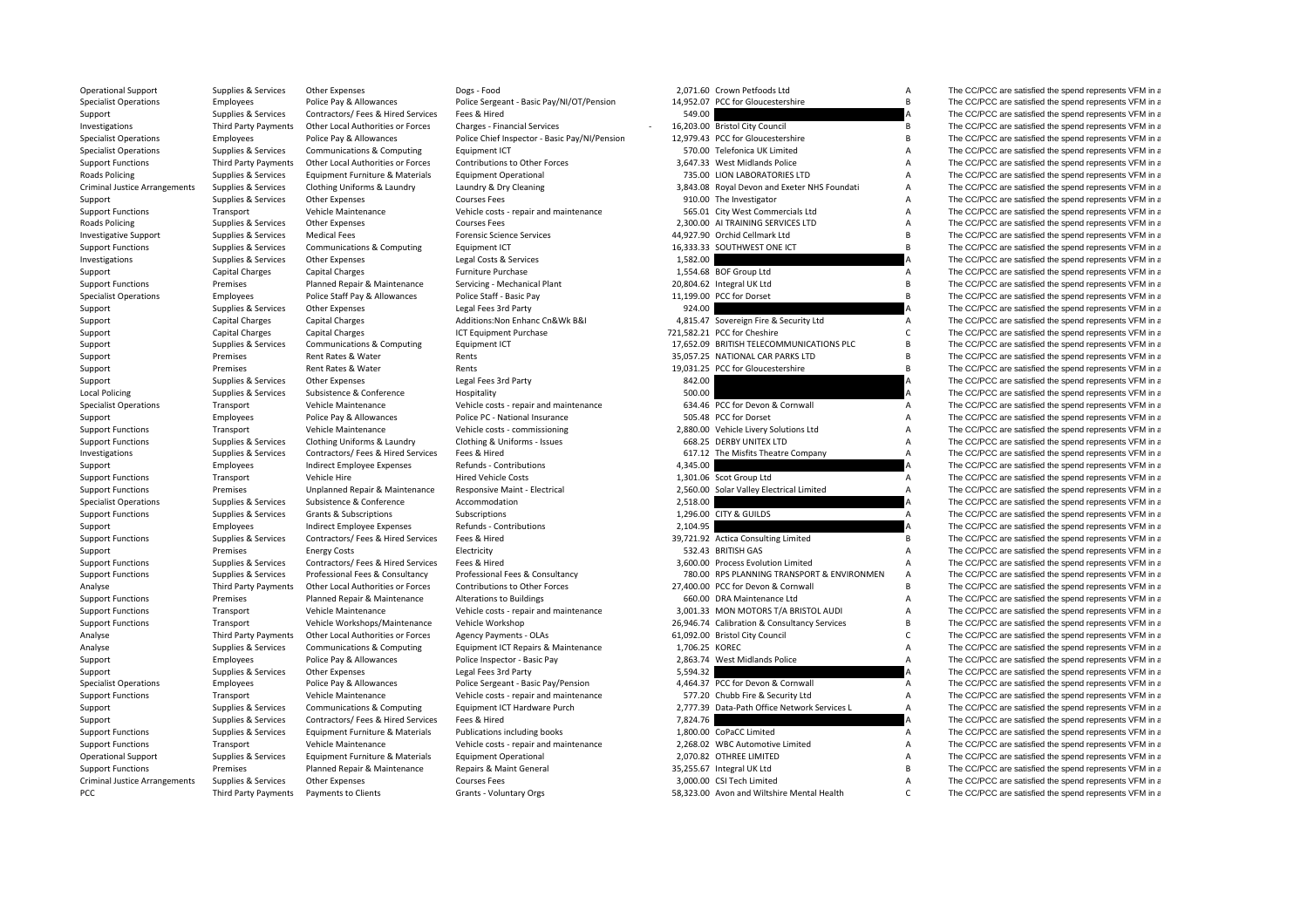| | | | | | | | |
|---|---|---|---|---|---|---|---|
| Operational Support | Supplies & Services | Other Expenses | Dogs - Food | 2,071.60 | Crown Petfoods Ltd | A | The CC/PCC are satisfied the spend represents VFM in a |
| Specialist Operations | Employees | Police Pay & Allowances | Police Sergeant - Basic Pay/NI/OT/Pension | 14,952.07 | PCC for Gloucestershire | B | The CC/PCC are satisfied the spend represents VFM in a |
| Support | Supplies & Services | Contractors/ Fees & Hired Services | Fees & Hired | 549.00 | | A | The CC/PCC are satisfied the spend represents VFM in a |
| Investigations | Third Party Payments | Other Local Authorities or Forces | Charges - Financial Services | - 16,203.00 | Bristol City Council | B | The CC/PCC are satisfied the spend represents VFM in a |
| Specialist Operations | Employees | Police Pay & Allowances | Police Chief Inspector - Basic Pay/NI/Pension | 12,979.43 | PCC for Gloucestershire | B | The CC/PCC are satisfied the spend represents VFM in a |
| Specialist Operations | Supplies & Services | Communications & Computing | Equipment ICT | 570.00 | Telefonica UK Limited | A | The CC/PCC are satisfied the spend represents VFM in a |
| Support Functions | Third Party Payments | Other Local Authorities or Forces | Contributions to Other Forces | 3,647.33 | West Midlands Police | A | The CC/PCC are satisfied the spend represents VFM in a |
| Roads Policing | Supplies & Services | Equipment Furniture & Materials | Equipment Operational | 735.00 | LION LABORATORIES LTD | A | The CC/PCC are satisfied the spend represents VFM in a |
| Criminal Justice Arrangements | Supplies & Services | Clothing Uniforms & Laundry | Laundry & Dry Cleaning | 3,843.08 | Royal Devon and Exeter NHS Foundati | A | The CC/PCC are satisfied the spend represents VFM in a |
| Support | Supplies & Services | Other Expenses | Courses Fees | 910.00 | The Investigator | A | The CC/PCC are satisfied the spend represents VFM in a |
| Support Functions | Transport | Vehicle Maintenance | Vehicle costs - repair and maintenance | 565.01 | City West Commercials Ltd | A | The CC/PCC are satisfied the spend represents VFM in a |
| Roads Policing | Supplies & Services | Other Expenses | Courses Fees | 2,300.00 | AI TRAINING SERVICES LTD | A | The CC/PCC are satisfied the spend represents VFM in a |
| Investigative Support | Supplies & Services | Medical Fees | Forensic Science Services | 44,927.90 | Orchid Cellmark Ltd | B | The CC/PCC are satisfied the spend represents VFM in a |
| Support Functions | Supplies & Services | Communications & Computing | Equipment ICT | 16,333.33 | SOUTHWEST ONE ICT | B | The CC/PCC are satisfied the spend represents VFM in a |
| Investigations | Supplies & Services | Other Expenses | Legal Costs & Services | 1,582.00 | | A | The CC/PCC are satisfied the spend represents VFM in a |
| Support | Capital Charges | Capital Charges | Furniture Purchase | 1,554.68 | BOF Group Ltd | A | The CC/PCC are satisfied the spend represents VFM in a |
| Support Functions | Premises | Planned Repair & Maintenance | Servicing - Mechanical Plant | 20,804.62 | Integral UK Ltd | B | The CC/PCC are satisfied the spend represents VFM in a |
| Specialist Operations | Employees | Police Staff Pay & Allowances | Police Staff - Basic Pay | 11,199.00 | PCC for Dorset | B | The CC/PCC are satisfied the spend represents VFM in a |
| Support | Supplies & Services | Other Expenses | Legal Fees 3rd Party | 924.00 | | A | The CC/PCC are satisfied the spend represents VFM in a |
| Support | Capital Charges | Capital Charges | Additions:Non Enhanc Cn&Wk B&I | 4,815.47 | Sovereign Fire & Security Ltd | A | The CC/PCC are satisfied the spend represents VFM in a |
| Support | Capital Charges | Capital Charges | ICT Equipment Purchase | 721,582.21 | PCC for Cheshire | C | The CC/PCC are satisfied the spend represents VFM in a |
| Support | Supplies & Services | Communications & Computing | Equipment ICT | 17,652.09 | BRITISH TELECOMMUNICATIONS PLC | B | The CC/PCC are satisfied the spend represents VFM in a |
| Support | Premises | Rent Rates & Water | Rents | 35,057.25 | NATIONAL CAR PARKS LTD | B | The CC/PCC are satisfied the spend represents VFM in a |
| Support | Premises | Rent Rates & Water | Rents | 19,031.25 | PCC for Gloucestershire | B | The CC/PCC are satisfied the spend represents VFM in a |
| Support | Supplies & Services | Other Expenses | Legal Fees 3rd Party | 842.00 | | A | The CC/PCC are satisfied the spend represents VFM in a |
| Local Policing | Supplies & Services | Subsistence & Conference | Hospitality | 500.00 | | A | The CC/PCC are satisfied the spend represents VFM in a |
| Specialist Operations | Transport | Vehicle Maintenance | Vehicle costs - repair and maintenance | 634.46 | PCC for Devon & Cornwall | A | The CC/PCC are satisfied the spend represents VFM in a |
| Support | Employees | Police Pay & Allowances | Police PC - National Insurance | 505.48 | PCC for Dorset | A | The CC/PCC are satisfied the spend represents VFM in a |
| Support Functions | Transport | Vehicle Maintenance | Vehicle costs - commissioning | 2,880.00 | Vehicle Livery Solutions Ltd | A | The CC/PCC are satisfied the spend represents VFM in a |
| Support Functions | Supplies & Services | Clothing Uniforms & Laundry | Clothing & Uniforms - Issues | 668.25 | DERBY UNITEX LTD | A | The CC/PCC are satisfied the spend represents VFM in a |
| Investigations | Supplies & Services | Contractors/ Fees & Hired Services | Fees & Hired | 617.12 | The Misfits Theatre Company | A | The CC/PCC are satisfied the spend represents VFM in a |
| Support | Employees | Indirect Employee Expenses | Refunds - Contributions | 4,345.00 | | A | The CC/PCC are satisfied the spend represents VFM in a |
| Support Functions | Transport | Vehicle Hire | Hired Vehicle Costs | 1,301.06 | Scot Group Ltd | A | The CC/PCC are satisfied the spend represents VFM in a |
| Support Functions | Premises | Unplanned Repair & Maintenance | Responsive Maint - Electrical | 2,560.00 | Solar Valley Electrical Limited | A | The CC/PCC are satisfied the spend represents VFM in a |
| Specialist Operations | Supplies & Services | Subsistence & Conference | Accommodation | 2,518.00 | | A | The CC/PCC are satisfied the spend represents VFM in a |
| Support Functions | Supplies & Services | Grants & Subscriptions | Subscriptions | 1,296.00 | CITY & GUILDS | A | The CC/PCC are satisfied the spend represents VFM in a |
| Support | Employees | Indirect Employee Expenses | Refunds - Contributions | 2,104.95 | | A | The CC/PCC are satisfied the spend represents VFM in a |
| Support Functions | Supplies & Services | Contractors/ Fees & Hired Services | Fees & Hired | 39,721.92 | Actica Consulting Limited | B | The CC/PCC are satisfied the spend represents VFM in a |
| Support | Premises | Energy Costs | Electricity | 532.43 | BRITISH GAS | A | The CC/PCC are satisfied the spend represents VFM in a |
| Support Functions | Supplies & Services | Contractors/ Fees & Hired Services | Fees & Hired | 3,600.00 | Process Evolution Limited | A | The CC/PCC are satisfied the spend represents VFM in a |
| Support Functions | Supplies & Services | Professional Fees & Consultancy | Professional Fees & Consultancy | 780.00 | RPS PLANNING TRANSPORT & ENVIRONMEN | A | The CC/PCC are satisfied the spend represents VFM in a |
| Analyse | Third Party Payments | Other Local Authorities or Forces | Contributions to Other Forces | 27,400.00 | PCC for Devon & Cornwall | B | The CC/PCC are satisfied the spend represents VFM in a |
| Support Functions | Premises | Planned Repair & Maintenance | Alterations to Buildings | 660.00 | DRA Maintenance Ltd | A | The CC/PCC are satisfied the spend represents VFM in a |
| Support Functions | Transport | Vehicle Maintenance | Vehicle costs - repair and maintenance | 3,001.33 | MON MOTORS T/A BRISTOL AUDI | A | The CC/PCC are satisfied the spend represents VFM in a |
| Support Functions | Transport | Vehicle Workshops/Maintenance | Vehicle Workshop | 26,946.74 | Calibration & Consultancy Services | B | The CC/PCC are satisfied the spend represents VFM in a |
| Analyse | Third Party Payments | Other Local Authorities or Forces | Agency Payments - OLAs | 61,092.00 | Bristol City Council | C | The CC/PCC are satisfied the spend represents VFM in a |
| Analyse | Supplies & Services | Communications & Computing | Equipment ICT Repairs & Maintenance | 1,706.25 | KOREC | A | The CC/PCC are satisfied the spend represents VFM in a |
| Support | Employees | Police Pay & Allowances | Police Inspector - Basic Pay | 2,863.74 | West Midlands Police | A | The CC/PCC are satisfied the spend represents VFM in a |
| Support | Supplies & Services | Other Expenses | Legal Fees 3rd Party | 5,594.32 | | A | The CC/PCC are satisfied the spend represents VFM in a |
| Specialist Operations | Employees | Police Pay & Allowances | Police Sergeant - Basic Pay/Pension | 4,464.37 | PCC for Devon & Cornwall | A | The CC/PCC are satisfied the spend represents VFM in a |
| Support Functions | Transport | Vehicle Maintenance | Vehicle costs - repair and maintenance | 577.20 | Chubb Fire & Security Ltd | A | The CC/PCC are satisfied the spend represents VFM in a |
| Support | Supplies & Services | Communications & Computing | Equipment ICT Hardware Purch | 2,777.39 | Data-Path Office Network Services L | A | The CC/PCC are satisfied the spend represents VFM in a |
| Support | Supplies & Services | Contractors/ Fees & Hired Services | Fees & Hired | 7,824.76 | | A | The CC/PCC are satisfied the spend represents VFM in a |
| Support Functions | Supplies & Services | Equipment Furniture & Materials | Publications including books | 1,800.00 | CoPaCC Limited | A | The CC/PCC are satisfied the spend represents VFM in a |
| Support Functions | Transport | Vehicle Maintenance | Vehicle costs - repair and maintenance | 2,268.02 | WBC Automotive Limited | A | The CC/PCC are satisfied the spend represents VFM in a |
| Operational Support | Supplies & Services | Equipment Furniture & Materials | Equipment Operational | 2,070.82 | OTHREE LIMITED | A | The CC/PCC are satisfied the spend represents VFM in a |
| Support Functions | Premises | Planned Repair & Maintenance | Repairs & Maint General | 35,255.67 | Integral UK Ltd | B | The CC/PCC are satisfied the spend represents VFM in a |
| Criminal Justice Arrangements | Supplies & Services | Other Expenses | Courses Fees | 3,000.00 | CSI Tech Limited | A | The CC/PCC are satisfied the spend represents VFM in a |
| PCC | Third Party Payments | Payments to Clients | Grants - Voluntary Orgs | 58,323.00 | Avon and Wiltshire Mental Health | C | The CC/PCC are satisfied the spend represents VFM in a |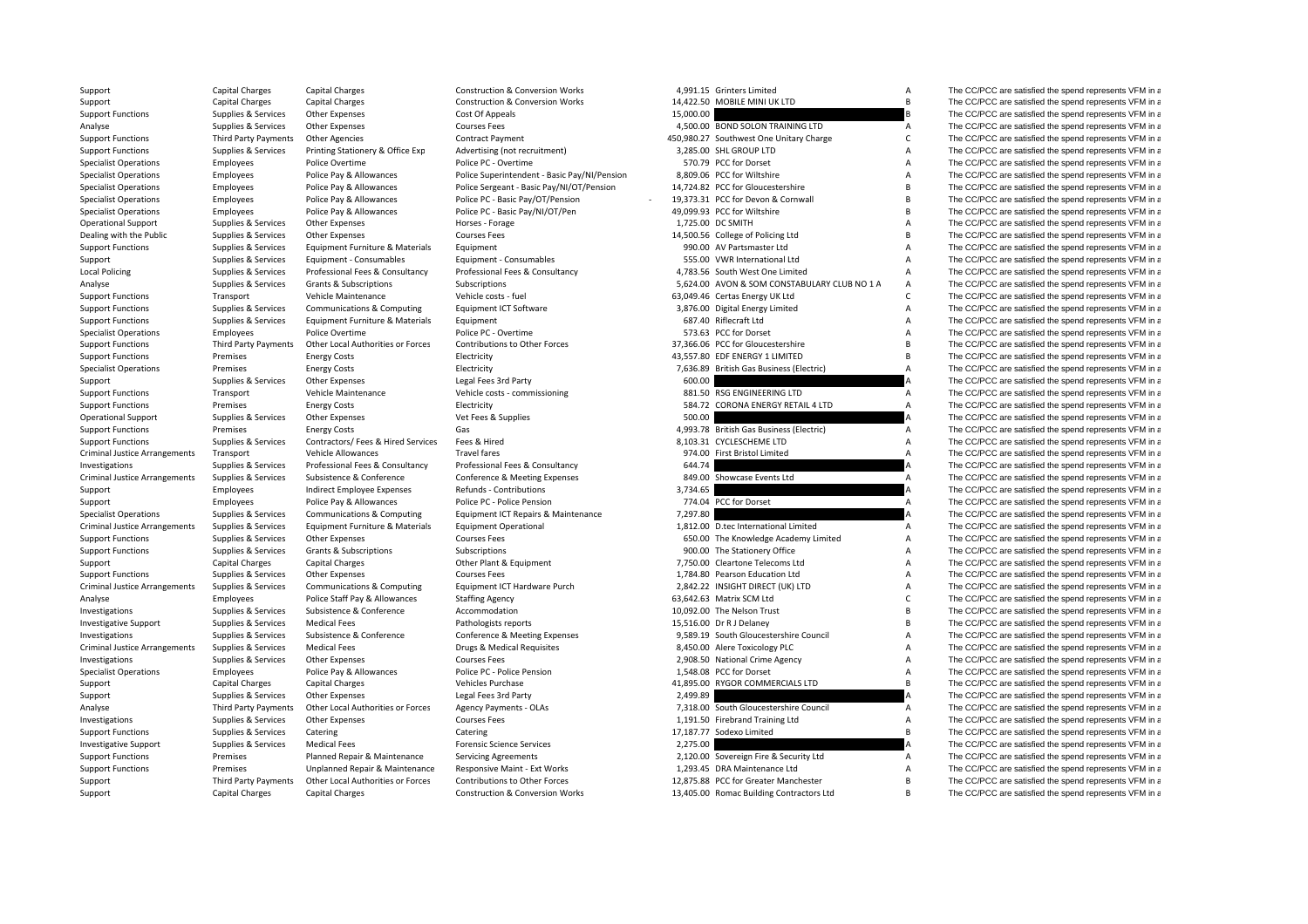| | | | | | | | |
|---|---|---|---|---|---|---|---|
| Support | Capital Charges | Capital Charges | Construction & Conversion Works | 4,991.15 | Grinters Limited | A | The CC/PCC are satisfied the spend represents VFM in a |
| Support | Capital Charges | Capital Charges | Construction & Conversion Works | 14,422.50 | MOBILE MINI UK LTD | B | The CC/PCC are satisfied the spend represents VFM in a |
| Support Functions | Supplies & Services | Other Expenses | Cost Of Appeals | 15,000.00 | | B | The CC/PCC are satisfied the spend represents VFM in a |
| Analyse | Supplies & Services | Other Expenses | Courses Fees | 4,500.00 | BOND SOLON TRAINING LTD | A | The CC/PCC are satisfied the spend represents VFM in a |
| Support Functions | Third Party Payments | Other Agencies | Contract Payment | 450,980.27 | Southwest One Unitary Charge | C | The CC/PCC are satisfied the spend represents VFM in a |
| Support Functions | Supplies & Services | Printing Stationery & Office Exp | Advertising (not recruitment) | 3,285.00 | SHL GROUP LTD | A | The CC/PCC are satisfied the spend represents VFM in a |
| Specialist Operations | Employees | Police Overtime | Police PC - Overtime | 570.79 | PCC for Dorset | A | The CC/PCC are satisfied the spend represents VFM in a |
| Specialist Operations | Employees | Police Pay & Allowances | Police Superintendent - Basic Pay/NI/Pension | 8,809.06 | PCC for Wiltshire | A | The CC/PCC are satisfied the spend represents VFM in a |
| Specialist Operations | Employees | Police Pay & Allowances | Police Sergeant - Basic Pay/NI/OT/Pension | 14,724.82 | PCC for Gloucestershire | B | The CC/PCC are satisfied the spend represents VFM in a |
| Specialist Operations | Employees | Police Pay & Allowances | Police PC - Basic Pay/OT/Pension | - 19,373.31 | PCC for Devon & Cornwall | B | The CC/PCC are satisfied the spend represents VFM in a |
| Specialist Operations | Employees | Police Pay & Allowances | Police PC - Basic Pay/NI/OT/Pen | 49,099.93 | PCC for Wiltshire | B | The CC/PCC are satisfied the spend represents VFM in a |
| Operational Support | Supplies & Services | Other Expenses | Horses - Forage | 1,725.00 | DC SMITH | A | The CC/PCC are satisfied the spend represents VFM in a |
| Dealing with the Public | Supplies & Services | Other Expenses | Courses Fees | 14,500.56 | College of Policing Ltd | B | The CC/PCC are satisfied the spend represents VFM in a |
| Support Functions | Supplies & Services | Equipment Furniture & Materials | Equipment | 990.00 | AV Partsmaster Ltd | A | The CC/PCC are satisfied the spend represents VFM in a |
| Support | Supplies & Services | Equipment - Consumables | Equipment - Consumables | 555.00 | VWR International Ltd | A | The CC/PCC are satisfied the spend represents VFM in a |
| Local Policing | Supplies & Services | Professional Fees & Consultancy | Professional Fees & Consultancy | 4,783.56 | South West One Limited | A | The CC/PCC are satisfied the spend represents VFM in a |
| Analyse | Supplies & Services | Grants & Subscriptions | Subscriptions | 5,624.00 | AVON & SOM CONSTABULARY CLUB NO 1 A | A | The CC/PCC are satisfied the spend represents VFM in a |
| Support Functions | Transport | Vehicle Maintenance | Vehicle costs - fuel | 63,049.46 | Certas Energy UK Ltd | C | The CC/PCC are satisfied the spend represents VFM in a |
| Support Functions | Supplies & Services | Communications & Computing | Equipment ICT Software | 3,876.00 | Digital Energy Limited | A | The CC/PCC are satisfied the spend represents VFM in a |
| Support Functions | Supplies & Services | Equipment Furniture & Materials | Equipment | 687.40 | Riflecraft Ltd | A | The CC/PCC are satisfied the spend represents VFM in a |
| Specialist Operations | Employees | Police Overtime | Police PC - Overtime | 573.63 | PCC for Dorset | A | The CC/PCC are satisfied the spend represents VFM in a |
| Support Functions | Third Party Payments | Other Local Authorities or Forces | Contributions to Other Forces | 37,366.06 | PCC for Gloucestershire | B | The CC/PCC are satisfied the spend represents VFM in a |
| Support Functions | Premises | Energy Costs | Electricity | 43,557.80 | EDF ENERGY 1 LIMITED | B | The CC/PCC are satisfied the spend represents VFM in a |
| Specialist Operations | Premises | Energy Costs | Electricity | 7,636.89 | British Gas Business (Electric) | A | The CC/PCC are satisfied the spend represents VFM in a |
| Support | Supplies & Services | Other Expenses | Legal Fees 3rd Party | 600.00 | | A | The CC/PCC are satisfied the spend represents VFM in a |
| Support Functions | Transport | Vehicle Maintenance | Vehicle costs - commissioning | 881.50 | RSG ENGINEERING LTD | A | The CC/PCC are satisfied the spend represents VFM in a |
| Support Functions | Premises | Energy Costs | Electricity | 584.72 | CORONA ENERGY RETAIL 4 LTD | A | The CC/PCC are satisfied the spend represents VFM in a |
| Operational Support | Supplies & Services | Other Expenses | Vet Fees & Supplies | 500.00 | | A | The CC/PCC are satisfied the spend represents VFM in a |
| Support Functions | Premises | Energy Costs | Gas | 4,993.78 | British Gas Business (Electric) | A | The CC/PCC are satisfied the spend represents VFM in a |
| Support Functions | Supplies & Services | Contractors/ Fees & Hired Services | Fees & Hired | 8,103.31 | CYCLESCHEME LTD | A | The CC/PCC are satisfied the spend represents VFM in a |
| Criminal Justice Arrangements | Transport | Vehicle Allowances | Travel fares | 974.00 | First Bristol Limited | A | The CC/PCC are satisfied the spend represents VFM in a |
| Investigations | Supplies & Services | Professional Fees & Consultancy | Professional Fees & Consultancy | 644.74 | | A | The CC/PCC are satisfied the spend represents VFM in a |
| Criminal Justice Arrangements | Supplies & Services | Subsistence & Conference | Conference & Meeting Expenses | 849.00 | Showcase Events Ltd | A | The CC/PCC are satisfied the spend represents VFM in a |
| Support | Employees | Indirect Employee Expenses | Refunds - Contributions | 3,734.65 | | A | The CC/PCC are satisfied the spend represents VFM in a |
| Support | Employees | Police Pay & Allowances | Police PC - Police Pension | 774.04 | PCC for Dorset | A | The CC/PCC are satisfied the spend represents VFM in a |
| Specialist Operations | Supplies & Services | Communications & Computing | Equipment ICT Repairs & Maintenance | 7,297.80 | | A | The CC/PCC are satisfied the spend represents VFM in a |
| Criminal Justice Arrangements | Supplies & Services | Equipment Furniture & Materials | Equipment Operational | 1,812.00 | D.tec International Limited | A | The CC/PCC are satisfied the spend represents VFM in a |
| Support Functions | Supplies & Services | Other Expenses | Courses Fees | 650.00 | The Knowledge Academy Limited | A | The CC/PCC are satisfied the spend represents VFM in a |
| Support Functions | Supplies & Services | Grants & Subscriptions | Subscriptions | 900.00 | The Stationery Office | A | The CC/PCC are satisfied the spend represents VFM in a |
| Support | Capital Charges | Capital Charges | Other Plant & Equipment | 7,750.00 | Cleartone Telecoms Ltd | A | The CC/PCC are satisfied the spend represents VFM in a |
| Support Functions | Supplies & Services | Other Expenses | Courses Fees | 1,784.80 | Pearson Education Ltd | A | The CC/PCC are satisfied the spend represents VFM in a |
| Criminal Justice Arrangements | Supplies & Services | Communications & Computing | Equipment ICT Hardware Purch | 2,842.22 | INSIGHT DIRECT (UK) LTD | A | The CC/PCC are satisfied the spend represents VFM in a |
| Analyse | Employees | Police Staff Pay & Allowances | Staffing Agency | 63,642.63 | Matrix SCM Ltd | C | The CC/PCC are satisfied the spend represents VFM in a |
| Investigations | Supplies & Services | Subsistence & Conference | Accommodation | 10,092.00 | The Nelson Trust | B | The CC/PCC are satisfied the spend represents VFM in a |
| Investigative Support | Supplies & Services | Medical Fees | Pathologists reports | 15,516.00 | Dr R J Delaney | B | The CC/PCC are satisfied the spend represents VFM in a |
| Investigations | Supplies & Services | Subsistence & Conference | Conference & Meeting Expenses | 9,589.19 | South Gloucestershire Council | A | The CC/PCC are satisfied the spend represents VFM in a |
| Criminal Justice Arrangements | Supplies & Services | Medical Fees | Drugs & Medical Requisites | 8,450.00 | Alere Toxicology PLC | A | The CC/PCC are satisfied the spend represents VFM in a |
| Investigations | Supplies & Services | Other Expenses | Courses Fees | 2,908.50 | National Crime Agency | A | The CC/PCC are satisfied the spend represents VFM in a |
| Specialist Operations | Employees | Police Pay & Allowances | Police PC - Police Pension | 1,548.08 | PCC for Dorset | A | The CC/PCC are satisfied the spend represents VFM in a |
| Support | Capital Charges | Capital Charges | Vehicles Purchase | 41,895.00 | RYGOR COMMERCIALS LTD | B | The CC/PCC are satisfied the spend represents VFM in a |
| Support | Supplies & Services | Other Expenses | Legal Fees 3rd Party | 2,499.89 | | A | The CC/PCC are satisfied the spend represents VFM in a |
| Analyse | Third Party Payments | Other Local Authorities or Forces | Agency Payments - OLAs | 7,318.00 | South Gloucestershire Council | A | The CC/PCC are satisfied the spend represents VFM in a |
| Investigations | Supplies & Services | Other Expenses | Courses Fees | 1,191.50 | Firebrand Training Ltd | A | The CC/PCC are satisfied the spend represents VFM in a |
| Support Functions | Supplies & Services | Catering | Catering | 17,187.77 | Sodexo Limited | B | The CC/PCC are satisfied the spend represents VFM in a |
| Investigative Support | Supplies & Services | Medical Fees | Forensic Science Services | 2,275.00 | | A | The CC/PCC are satisfied the spend represents VFM in a |
| Support Functions | Premises | Planned Repair & Maintenance | Servicing Agreements | 2,120.00 | Sovereign Fire & Security Ltd | A | The CC/PCC are satisfied the spend represents VFM in a |
| Support Functions | Premises | Unplanned Repair & Maintenance | Responsive Maint - Ext Works | 1,293.45 | DRA Maintenance Ltd | A | The CC/PCC are satisfied the spend represents VFM in a |
| Support | Third Party Payments | Other Local Authorities or Forces | Contributions to Other Forces | 12,875.88 | PCC for Greater Manchester | B | The CC/PCC are satisfied the spend represents VFM in a |
| Support | Capital Charges | Capital Charges | Construction & Conversion Works | 13,405.00 | Romac Building Contractors Ltd | B | The CC/PCC are satisfied the spend represents VFM in a |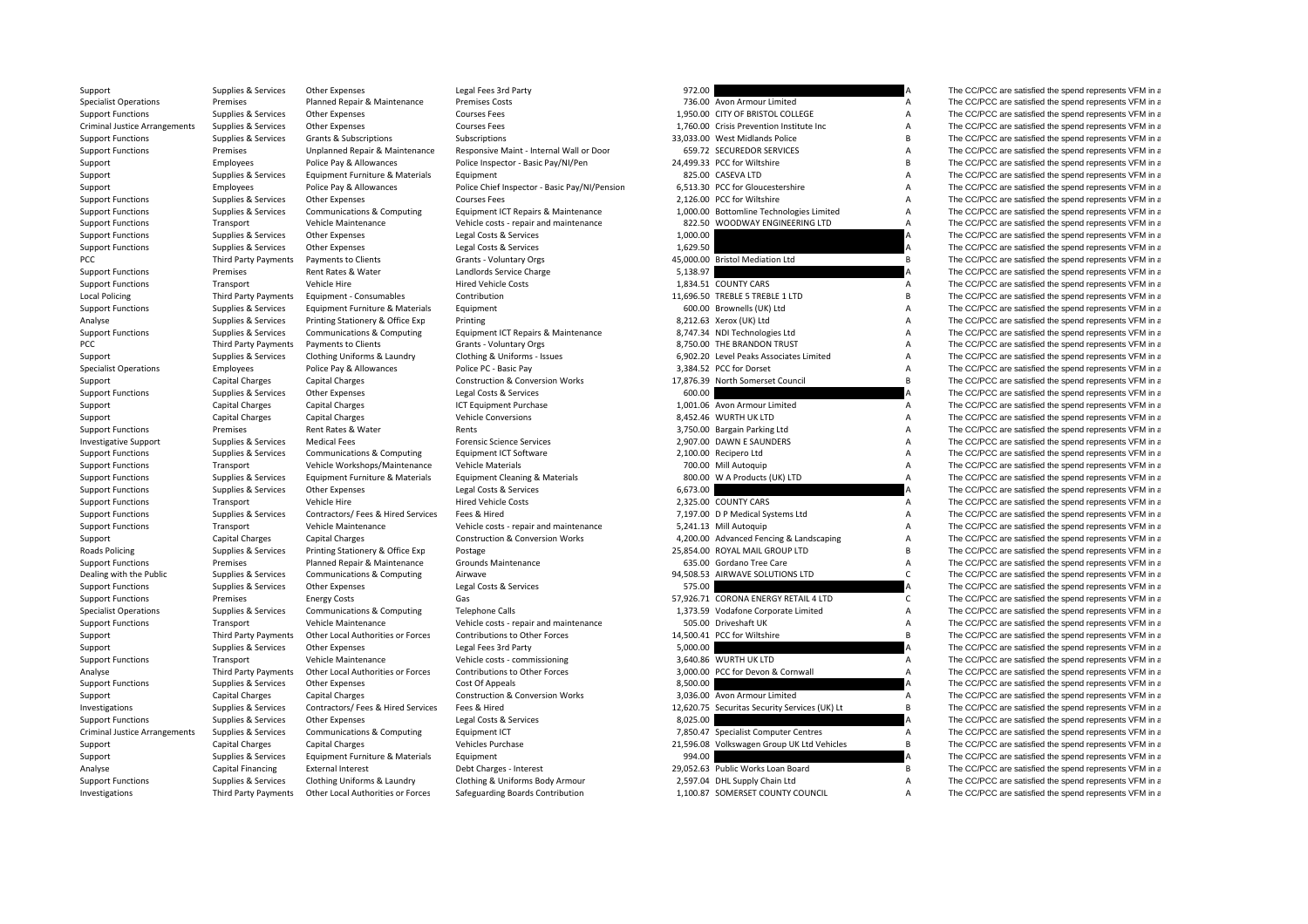| | | | | | | | |
|---|---|---|---|---|---|---|---|
| Support | Supplies & Services | Other Expenses | Legal Fees 3rd Party | 972.00 | | A | The CC/PCC are satisfied the spend represents VFM in a |
| Specialist Operations | Premises | Planned Repair & Maintenance | Premises Costs | 736.00 | Avon Armour Limited | A | The CC/PCC are satisfied the spend represents VFM in a |
| Support Functions | Supplies & Services | Other Expenses | Courses Fees | 1,950.00 | CITY OF BRISTOL COLLEGE | A | The CC/PCC are satisfied the spend represents VFM in a |
| Criminal Justice Arrangements | Supplies & Services | Other Expenses | Courses Fees | 1,760.00 | Crisis Prevention Institute Inc | A | The CC/PCC are satisfied the spend represents VFM in a |
| Support Functions | Supplies & Services | Grants & Subscriptions | Subscriptions | 33,033.00 | West Midlands Police | B | The CC/PCC are satisfied the spend represents VFM in a |
| Support Functions | Premises | Unplanned Repair & Maintenance | Responsive Maint - Internal Wall or Door | 659.72 | SECUREDOR SERVICES | A | The CC/PCC are satisfied the spend represents VFM in a |
| Support | Employees | Police Pay & Allowances | Police Inspector - Basic Pay/NI/Pen | 24,499.33 | PCC for Wiltshire | B | The CC/PCC are satisfied the spend represents VFM in a |
| Support | Supplies & Services | Equipment Furniture & Materials | Equipment | 825.00 | CASEVA LTD | A | The CC/PCC are satisfied the spend represents VFM in a |
| Support | Employees | Police Pay & Allowances | Police Chief Inspector - Basic Pay/NI/Pension | 6,513.30 | PCC for Gloucestershire | A | The CC/PCC are satisfied the spend represents VFM in a |
| Support Functions | Supplies & Services | Other Expenses | Courses Fees | 2,126.00 | PCC for Wiltshire | A | The CC/PCC are satisfied the spend represents VFM in a |
| Support Functions | Supplies & Services | Communications & Computing | Equipment ICT Repairs & Maintenance | 1,000.00 | Bottomline Technologies Limited | A | The CC/PCC are satisfied the spend represents VFM in a |
| Support Functions | Transport | Vehicle Maintenance | Vehicle costs - repair and maintenance | 822.50 | WOODWAY ENGINEERING LTD | A | The CC/PCC are satisfied the spend represents VFM in a |
| Support Functions | Supplies & Services | Other Expenses | Legal Costs & Services | 1,000.00 | | A | The CC/PCC are satisfied the spend represents VFM in a |
| Support Functions | Supplies & Services | Other Expenses | Legal Costs & Services | 1,629.50 | | A | The CC/PCC are satisfied the spend represents VFM in a |
| PCC | Third Party Payments | Payments to Clients | Grants - Voluntary Orgs | 45,000.00 | Bristol Mediation Ltd | B | The CC/PCC are satisfied the spend represents VFM in a |
| Support Functions | Premises | Rent Rates & Water | Landlords Service Charge | 5,138.97 | | A | The CC/PCC are satisfied the spend represents VFM in a |
| Support Functions | Transport | Vehicle Hire | Hired Vehicle Costs | 1,834.51 | COUNTY CARS | A | The CC/PCC are satisfied the spend represents VFM in a |
| Local Policing | Third Party Payments | Equipment - Consumables | Contribution | 11,696.50 | TREBLE 5 TREBLE 1 LTD | B | The CC/PCC are satisfied the spend represents VFM in a |
| Support Functions | Supplies & Services | Equipment Furniture & Materials | Equipment | 600.00 | Brownells (UK) Ltd | A | The CC/PCC are satisfied the spend represents VFM in a |
| Analyse | Supplies & Services | Printing Stationery & Office Exp | Printing | 8,212.63 | Xerox (UK) Ltd | A | The CC/PCC are satisfied the spend represents VFM in a |
| Support Functions | Supplies & Services | Communications & Computing | Equipment ICT Repairs & Maintenance | 8,747.34 | NDI Technologies Ltd | A | The CC/PCC are satisfied the spend represents VFM in a |
| PCC | Third Party Payments | Payments to Clients | Grants - Voluntary Orgs | 8,750.00 | THE BRANDON TRUST | A | The CC/PCC are satisfied the spend represents VFM in a |
| Support | Supplies & Services | Clothing Uniforms & Laundry | Clothing & Uniforms - Issues | 6,902.20 | Level Peaks Associates Limited | A | The CC/PCC are satisfied the spend represents VFM in a |
| Specialist Operations | Employees | Police Pay & Allowances | Police PC - Basic Pay | 3,384.52 | PCC for Dorset | A | The CC/PCC are satisfied the spend represents VFM in a |
| Support | Capital Charges | Capital Charges | Construction & Conversion Works | 17,876.39 | North Somerset Council | B | The CC/PCC are satisfied the spend represents VFM in a |
| Support Functions | Supplies & Services | Other Expenses | Legal Costs & Services | 600.00 | | A | The CC/PCC are satisfied the spend represents VFM in a |
| Support | Capital Charges | Capital Charges | ICT Equipment Purchase | 1,001.06 | Avon Armour Limited | A | The CC/PCC are satisfied the spend represents VFM in a |
| Support | Capital Charges | Capital Charges | Vehicle Conversions | 8,452.46 | WURTH UK LTD | A | The CC/PCC are satisfied the spend represents VFM in a |
| Support Functions | Premises | Rent Rates & Water | Rents | 3,750.00 | Bargain Parking Ltd | A | The CC/PCC are satisfied the spend represents VFM in a |
| Investigative Support | Supplies & Services | Medical Fees | Forensic Science Services | 2,907.00 | DAWN E SAUNDERS | A | The CC/PCC are satisfied the spend represents VFM in a |
| Support Functions | Supplies & Services | Communications & Computing | Equipment ICT Software | 2,100.00 | Recipero Ltd | A | The CC/PCC are satisfied the spend represents VFM in a |
| Support Functions | Transport | Vehicle Workshops/Maintenance | Vehicle Materials | 700.00 | Mill Autoquip | A | The CC/PCC are satisfied the spend represents VFM in a |
| Support Functions | Supplies & Services | Equipment Furniture & Materials | Equipment Cleaning & Materials | 800.00 | W A Products (UK) LTD | A | The CC/PCC are satisfied the spend represents VFM in a |
| Support Functions | Supplies & Services | Other Expenses | Legal Costs & Services | 6,673.00 | | A | The CC/PCC are satisfied the spend represents VFM in a |
| Support Functions | Transport | Vehicle Hire | Hired Vehicle Costs | 2,325.00 | COUNTY CARS | A | The CC/PCC are satisfied the spend represents VFM in a |
| Support Functions | Supplies & Services | Contractors/ Fees & Hired Services | Fees & Hired | 7,197.00 | D P Medical Systems Ltd | A | The CC/PCC are satisfied the spend represents VFM in a |
| Support Functions | Transport | Vehicle Maintenance | Vehicle costs - repair and maintenance | 5,241.13 | Mill Autoquip | A | The CC/PCC are satisfied the spend represents VFM in a |
| Support | Capital Charges | Capital Charges | Construction & Conversion Works | 4,200.00 | Advanced Fencing & Landscaping | A | The CC/PCC are satisfied the spend represents VFM in a |
| Roads Policing | Supplies & Services | Printing Stationery & Office Exp | Postage | 25,854.00 | ROYAL MAIL GROUP LTD | B | The CC/PCC are satisfied the spend represents VFM in a |
| Support Functions | Premises | Planned Repair & Maintenance | Grounds Maintenance | 635.00 | Gordano Tree Care | A | The CC/PCC are satisfied the spend represents VFM in a |
| Dealing with the Public | Supplies & Services | Communications & Computing | Airwave | 94,508.53 | AIRWAVE SOLUTIONS LTD | C | The CC/PCC are satisfied the spend represents VFM in a |
| Support Functions | Supplies & Services | Other Expenses | Legal Costs & Services | 575.00 | | A | The CC/PCC are satisfied the spend represents VFM in a |
| Support Functions | Premises | Energy Costs | Gas | 57,926.71 | CORONA ENERGY RETAIL 4 LTD | C | The CC/PCC are satisfied the spend represents VFM in a |
| Specialist Operations | Supplies & Services | Communications & Computing | Telephone Calls | 1,373.59 | Vodafone Corporate Limited | A | The CC/PCC are satisfied the spend represents VFM in a |
| Support Functions | Transport | Vehicle Maintenance | Vehicle costs - repair and maintenance | 505.00 | Driveshaft UK | A | The CC/PCC are satisfied the spend represents VFM in a |
| Support | Third Party Payments | Other Local Authorities or Forces | Contributions to Other Forces | 14,500.41 | PCC for Wiltshire | B | The CC/PCC are satisfied the spend represents VFM in a |
| Support | Supplies & Services | Other Expenses | Legal Fees 3rd Party | 5,000.00 | | A | The CC/PCC are satisfied the spend represents VFM in a |
| Support Functions | Transport | Vehicle Maintenance | Vehicle costs - commissioning | 3,640.86 | WURTH UK LTD | A | The CC/PCC are satisfied the spend represents VFM in a |
| Analyse | Third Party Payments | Other Local Authorities or Forces | Contributions to Other Forces | 3,000.00 | PCC for Devon & Cornwall | A | The CC/PCC are satisfied the spend represents VFM in a |
| Support Functions | Supplies & Services | Other Expenses | Cost Of Appeals | 8,500.00 | | A | The CC/PCC are satisfied the spend represents VFM in a |
| Support | Capital Charges | Capital Charges | Construction & Conversion Works | 3,036.00 | Avon Armour Limited | A | The CC/PCC are satisfied the spend represents VFM in a |
| Investigations | Supplies & Services | Contractors/ Fees & Hired Services | Fees & Hired | 12,620.75 | Securitas Security Services (UK) Lt | B | The CC/PCC are satisfied the spend represents VFM in a |
| Support Functions | Supplies & Services | Other Expenses | Legal Costs & Services | 8,025.00 | | A | The CC/PCC are satisfied the spend represents VFM in a |
| Criminal Justice Arrangements | Supplies & Services | Communications & Computing | Equipment ICT | 7,850.47 | Specialist Computer Centres | A | The CC/PCC are satisfied the spend represents VFM in a |
| Support | Capital Charges | Capital Charges | Vehicles Purchase | 21,596.08 | Volkswagen Group UK Ltd Vehicles | B | The CC/PCC are satisfied the spend represents VFM in a |
| Support | Supplies & Services | Equipment Furniture & Materials | Equipment | 994.00 | | A | The CC/PCC are satisfied the spend represents VFM in a |
| Analyse | Capital Financing | External Interest | Debt Charges - Interest | 29,052.63 | Public Works Loan Board | B | The CC/PCC are satisfied the spend represents VFM in a |
| Support Functions | Supplies & Services | Clothing Uniforms & Laundry | Clothing & Uniforms Body Armour | 2,597.04 | DHL Supply Chain Ltd | A | The CC/PCC are satisfied the spend represents VFM in a |
| Investigations | Third Party Payments | Other Local Authorities or Forces | Safeguarding Boards Contribution | 1,100.87 | SOMERSET COUNTY COUNCIL | A | The CC/PCC are satisfied the spend represents VFM in a |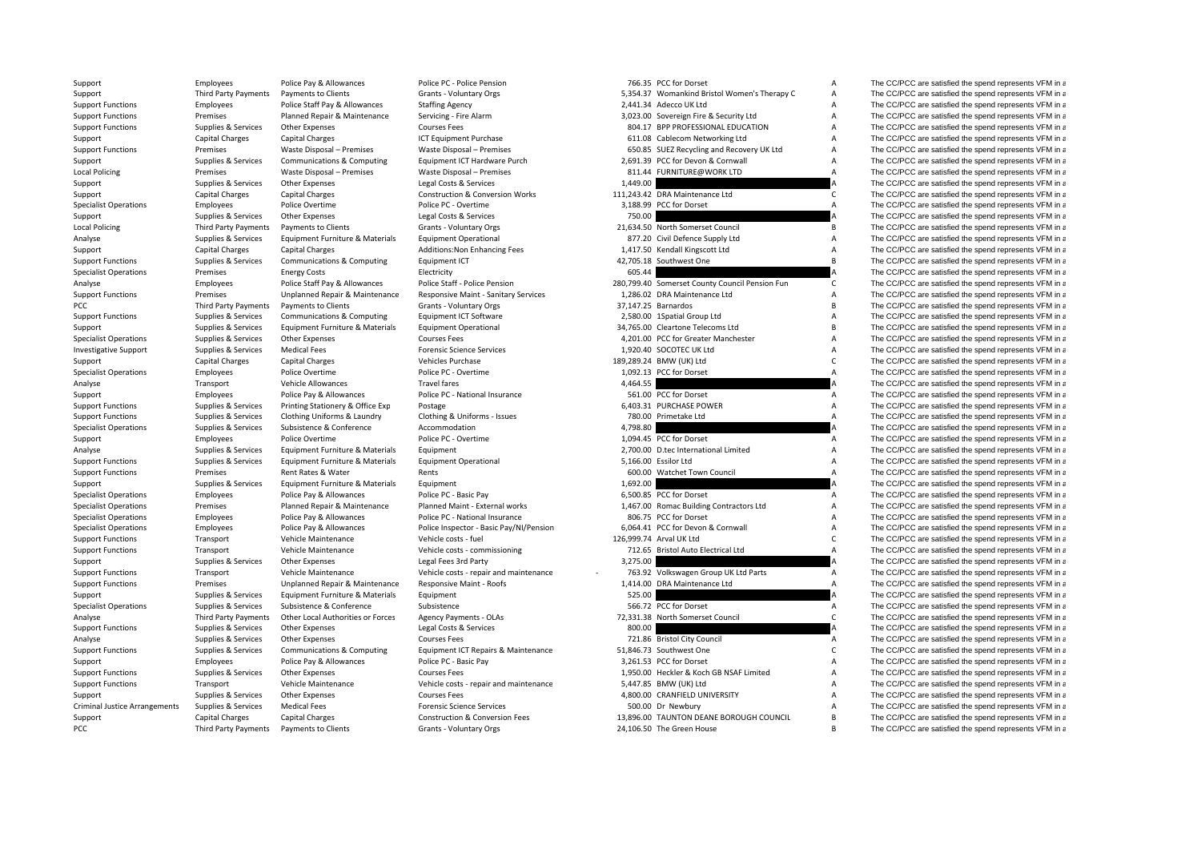| | | | | | | | |
|---|---|---|---|---|---|---|---|
| Support | Employees | Police Pay & Allowances | Police PC - Police Pension | 766.35 | PCC for Dorset | A | The CC/PCC are satisfied the spend represents VFM in a |
| Support | Third Party Payments | Payments to Clients | Grants - Voluntary Orgs | 5,354.37 | Womankind Bristol Women's Therapy C | A | The CC/PCC are satisfied the spend represents VFM in a |
| Support Functions | Employees | Police Staff Pay & Allowances | Staffing Agency | 2,441.34 | Adecco UK Ltd | A | The CC/PCC are satisfied the spend represents VFM in a |
| Support Functions | Premises | Planned Repair & Maintenance | Servicing - Fire Alarm | 3,023.00 | Sovereign Fire & Security Ltd | A | The CC/PCC are satisfied the spend represents VFM in a |
| Support Functions | Supplies & Services | Other Expenses | Courses Fees | 804.17 | BPP PROFESSIONAL EDUCATION | A | The CC/PCC are satisfied the spend represents VFM in a |
| Support | Capital Charges | Capital Charges | ICT Equipment Purchase | 611.08 | Cablecom Networking Ltd | A | The CC/PCC are satisfied the spend represents VFM in a |
| Support Functions | Premises | Waste Disposal – Premises | Waste Disposal – Premises | 650.85 | SUEZ Recycling and Recovery UK Ltd | A | The CC/PCC are satisfied the spend represents VFM in a |
| Support | Supplies & Services | Communications & Computing | Equipment ICT Hardware Purch | 2,691.39 | PCC for Devon & Cornwall | A | The CC/PCC are satisfied the spend represents VFM in a |
| Local Policing | Premises | Waste Disposal – Premises | Waste Disposal – Premises | 811.44 | FURNITURE@WORK LTD | A | The CC/PCC are satisfied the spend represents VFM in a |
| Support | Supplies & Services | Other Expenses | Legal Costs & Services | 1,449.00 | | A | The CC/PCC are satisfied the spend represents VFM in a |
| Support | Capital Charges | Capital Charges | Construction & Conversion Works | 111,243.42 | DRA Maintenance Ltd | C | The CC/PCC are satisfied the spend represents VFM in a |
| Specialist Operations | Employees | Police Overtime | Police PC - Overtime | 3,188.99 | PCC for Dorset | A | The CC/PCC are satisfied the spend represents VFM in a |
| Support | Supplies & Services | Other Expenses | Legal Costs & Services | 750.00 | | A | The CC/PCC are satisfied the spend represents VFM in a |
| Local Policing | Third Party Payments | Payments to Clients | Grants - Voluntary Orgs | 21,634.50 | North Somerset Council | B | The CC/PCC are satisfied the spend represents VFM in a |
| Analyse | Supplies & Services | Equipment Furniture & Materials | Equipment Operational | 877.20 | Civil Defence Supply Ltd | A | The CC/PCC are satisfied the spend represents VFM in a |
| Support | Capital Charges | Capital Charges | Additions:Non Enhancing Fees | 1,417.50 | Kendall Kingscott Ltd | A | The CC/PCC are satisfied the spend represents VFM in a |
| Support Functions | Supplies & Services | Communications & Computing | Equipment ICT | 42,705.18 | Southwest One | B | The CC/PCC are satisfied the spend represents VFM in a |
| Specialist Operations | Premises | Energy Costs | Electricity | 605.44 | | A | The CC/PCC are satisfied the spend represents VFM in a |
| Analyse | Employees | Police Staff Pay & Allowances | Police Staff - Police Pension | 280,799.40 | Somerset County Council Pension Fun | C | The CC/PCC are satisfied the spend represents VFM in a |
| Support Functions | Premises | Unplanned Repair & Maintenance | Responsive Maint - Sanitary Services | 1,286.02 | DRA Maintenance Ltd | A | The CC/PCC are satisfied the spend represents VFM in a |
| PCC | Third Party Payments | Payments to Clients | Grants - Voluntary Orgs | 37,147.25 | Barnardos | B | The CC/PCC are satisfied the spend represents VFM in a |
| Support Functions | Supplies & Services | Communications & Computing | Equipment ICT Software | 2,580.00 | 1Spatial Group Ltd | A | The CC/PCC are satisfied the spend represents VFM in a |
| Support | Supplies & Services | Equipment Furniture & Materials | Equipment Operational | 34,765.00 | Cleartone Telecoms Ltd | B | The CC/PCC are satisfied the spend represents VFM in a |
| Specialist Operations | Supplies & Services | Other Expenses | Courses Fees | 4,201.00 | PCC for Greater Manchester | A | The CC/PCC are satisfied the spend represents VFM in a |
| Investigative Support | Supplies & Services | Medical Fees | Forensic Science Services | 1,920.40 | SOCOTEC UK Ltd | A | The CC/PCC are satisfied the spend represents VFM in a |
| Support | Capital Charges | Capital Charges | Vehicles Purchase | 189,289.24 | BMW (UK) Ltd | C | The CC/PCC are satisfied the spend represents VFM in a |
| Specialist Operations | Employees | Police Overtime | Police PC - Overtime | 1,092.13 | PCC for Dorset | A | The CC/PCC are satisfied the spend represents VFM in a |
| Analyse | Transport | Vehicle Allowances | Travel fares | 4,464.55 | | A | The CC/PCC are satisfied the spend represents VFM in a |
| Support | Employees | Police Pay & Allowances | Police PC - National Insurance | 561.00 | PCC for Dorset | A | The CC/PCC are satisfied the spend represents VFM in a |
| Support Functions | Supplies & Services | Printing Stationery & Office Exp | Postage | 6,403.31 | PURCHASE POWER | A | The CC/PCC are satisfied the spend represents VFM in a |
| Support Functions | Supplies & Services | Clothing Uniforms & Laundry | Clothing & Uniforms - Issues | 780.00 | Primetake Ltd | A | The CC/PCC are satisfied the spend represents VFM in a |
| Specialist Operations | Supplies & Services | Subsistence & Conference | Accommodation | 4,798.80 | | A | The CC/PCC are satisfied the spend represents VFM in a |
| Support | Employees | Police Overtime | Police PC - Overtime | 1,094.45 | PCC for Dorset | A | The CC/PCC are satisfied the spend represents VFM in a |
| Analyse | Supplies & Services | Equipment Furniture & Materials | Equipment | 2,700.00 | D.tec International Limited | A | The CC/PCC are satisfied the spend represents VFM in a |
| Support Functions | Supplies & Services | Equipment Furniture & Materials | Equipment Operational | 5,166.00 | Essilor Ltd | A | The CC/PCC are satisfied the spend represents VFM in a |
| Support Functions | Premises | Rent Rates & Water | Rents | 600.00 | Watchet Town Council | A | The CC/PCC are satisfied the spend represents VFM in a |
| Support | Supplies & Services | Equipment Furniture & Materials | Equipment | 1,692.00 | | A | The CC/PCC are satisfied the spend represents VFM in a |
| Specialist Operations | Employees | Police Pay & Allowances | Police PC - Basic Pay | 6,500.85 | PCC for Dorset | A | The CC/PCC are satisfied the spend represents VFM in a |
| Specialist Operations | Premises | Planned Repair & Maintenance | Planned Maint - External works | 1,467.00 | Romac Building Contractors Ltd | A | The CC/PCC are satisfied the spend represents VFM in a |
| Specialist Operations | Employees | Police Pay & Allowances | Police PC - National Insurance | 806.75 | PCC for Dorset | A | The CC/PCC are satisfied the spend represents VFM in a |
| Specialist Operations | Employees | Police Pay & Allowances | Police Inspector - Basic Pay/NI/Pension | 6,064.41 | PCC for Devon & Cornwall | A | The CC/PCC are satisfied the spend represents VFM in a |
| Support Functions | Transport | Vehicle Maintenance | Vehicle costs - fuel | 126,999.74 | Arval UK Ltd | C | The CC/PCC are satisfied the spend represents VFM in a |
| Support Functions | Transport | Vehicle Maintenance | Vehicle costs - commissioning | 712.65 | Bristol Auto Electrical Ltd | A | The CC/PCC are satisfied the spend represents VFM in a |
| Support | Supplies & Services | Other Expenses | Legal Fees 3rd Party | 3,275.00 | | A | The CC/PCC are satisfied the spend represents VFM in a |
| Support Functions | Transport | Vehicle Maintenance | Vehicle costs - repair and maintenance | - 763.92 | Volkswagen Group UK Ltd Parts | A | The CC/PCC are satisfied the spend represents VFM in a |
| Support Functions | Premises | Unplanned Repair & Maintenance | Responsive Maint - Roofs | 1,414.00 | DRA Maintenance Ltd | A | The CC/PCC are satisfied the spend represents VFM in a |
| Support | Supplies & Services | Equipment Furniture & Materials | Equipment | 525.00 | | A | The CC/PCC are satisfied the spend represents VFM in a |
| Specialist Operations | Supplies & Services | Subsistence & Conference | Subsistence | 566.72 | PCC for Dorset | A | The CC/PCC are satisfied the spend represents VFM in a |
| Analyse | Third Party Payments | Other Local Authorities or Forces | Agency Payments - OLAs | 72,331.38 | North Somerset Council | C | The CC/PCC are satisfied the spend represents VFM in a |
| Support Functions | Supplies & Services | Other Expenses | Legal Costs & Services | 800.00 | | A | The CC/PCC are satisfied the spend represents VFM in a |
| Analyse | Supplies & Services | Other Expenses | Courses Fees | 721.86 | Bristol City Council | A | The CC/PCC are satisfied the spend represents VFM in a |
| Support Functions | Supplies & Services | Communications & Computing | Equipment ICT Repairs & Maintenance | 51,846.73 | Southwest One | C | The CC/PCC are satisfied the spend represents VFM in a |
| Support | Employees | Police Pay & Allowances | Police PC - Basic Pay | 3,261.53 | PCC for Dorset | A | The CC/PCC are satisfied the spend represents VFM in a |
| Support Functions | Supplies & Services | Other Expenses | Courses Fees | 1,950.00 | Heckler & Koch GB NSAF Limited | A | The CC/PCC are satisfied the spend represents VFM in a |
| Support Functions | Transport | Vehicle Maintenance | Vehicle costs - repair and maintenance | 5,447.85 | BMW (UK) Ltd | A | The CC/PCC are satisfied the spend represents VFM in a |
| Support | Supplies & Services | Other Expenses | Courses Fees | 4,800.00 | CRANFIELD UNIVERSITY | A | The CC/PCC are satisfied the spend represents VFM in a |
| Criminal Justice Arrangements | Supplies & Services | Medical Fees | Forensic Science Services | 500.00 | Dr Newbury | A | The CC/PCC are satisfied the spend represents VFM in a |
| Support | Capital Charges | Capital Charges | Construction & Conversion Fees | 13,896.00 | TAUNTON DEANE BOROUGH COUNCIL | B | The CC/PCC are satisfied the spend represents VFM in a |
| PCC | Third Party Payments | Payments to Clients | Grants - Voluntary Orgs | 24,106.50 | The Green House | B | The CC/PCC are satisfied the spend represents VFM in a |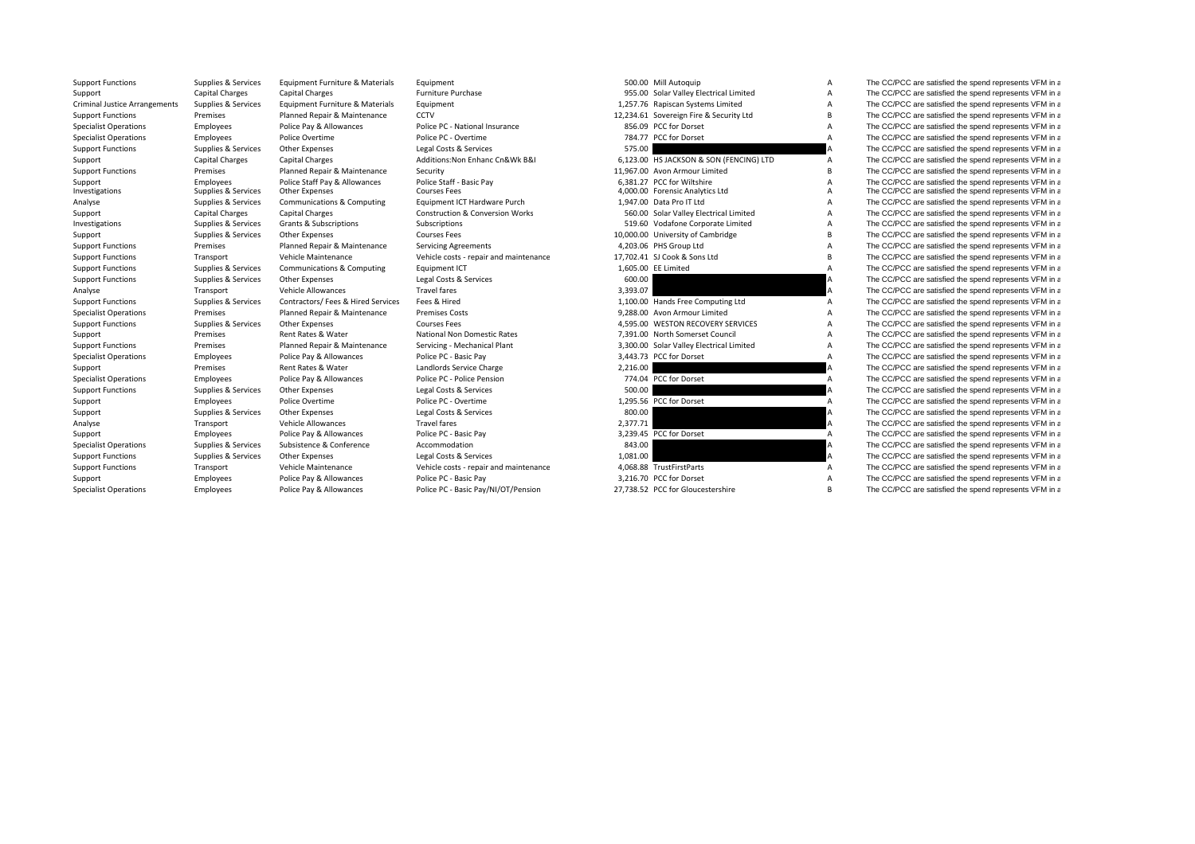| | | | | | | | |
|---|---|---|---|---|---|---|---|
| Support Functions | Supplies & Services | Equipment Furniture & Materials | Equipment | 500.00 | Mill Autoquip | A | The CC/PCC are satisfied the spend represents VFM in a |
| Support | Capital Charges | Capital Charges | Furniture Purchase | 955.00 | Solar Valley Electrical Limited | A | The CC/PCC are satisfied the spend represents VFM in a |
| Criminal Justice Arrangements | Supplies & Services | Equipment Furniture & Materials | Equipment | 1,257.76 | Rapiscan Systems Limited | A | The CC/PCC are satisfied the spend represents VFM in a |
| Support Functions | Premises | Planned Repair & Maintenance | CCTV | 12,234.61 | Sovereign Fire & Security Ltd | B | The CC/PCC are satisfied the spend represents VFM in a |
| Specialist Operations | Employees | Police Pay & Allowances | Police PC - National Insurance | 856.09 | PCC for Dorset | A | The CC/PCC are satisfied the spend represents VFM in a |
| Specialist Operations | Employees | Police Overtime | Police PC - Overtime | 784.77 | PCC for Dorset | A | The CC/PCC are satisfied the spend represents VFM in a |
| Support Functions | Supplies & Services | Other Expenses | Legal Costs & Services | 575.00 | | A | The CC/PCC are satisfied the spend represents VFM in a |
| Support | Capital Charges | Capital Charges | Additions:Non Enhanc Cn&Wk B&I | 6,123.00 | HS JACKSON & SON (FENCING) LTD | A | The CC/PCC are satisfied the spend represents VFM in a |
| Support Functions | Premises | Planned Repair & Maintenance | Security | 11,967.00 | Avon Armour Limited | B | The CC/PCC are satisfied the spend represents VFM in a |
| Support | Employees | Police Staff Pay & Allowances | Police Staff - Basic Pay | 6,381.27 | PCC for Wiltshire | A | The CC/PCC are satisfied the spend represents VFM in a |
| Investigations | Supplies & Services | Other Expenses | Courses Fees | 4,000.00 | Forensic Analytics Ltd | A | The CC/PCC are satisfied the spend represents VFM in a |
| Analyse | Supplies & Services | Communications & Computing | Equipment ICT Hardware Purch | 1,947.00 | Data Pro IT Ltd | A | The CC/PCC are satisfied the spend represents VFM in a |
| Support | Capital Charges | Capital Charges | Construction & Conversion Works | 560.00 | Solar Valley Electrical Limited | A | The CC/PCC are satisfied the spend represents VFM in a |
| Investigations | Supplies & Services | Grants & Subscriptions | Subscriptions | 519.60 | Vodafone Corporate Limited | A | The CC/PCC are satisfied the spend represents VFM in a |
| Support | Supplies & Services | Other Expenses | Courses Fees | 10,000.00 | University of Cambridge | B | The CC/PCC are satisfied the spend represents VFM in a |
| Support Functions | Premises | Planned Repair & Maintenance | Servicing Agreements | 4,203.06 | PHS Group Ltd | A | The CC/PCC are satisfied the spend represents VFM in a |
| Support Functions | Transport | Vehicle Maintenance | Vehicle costs - repair and maintenance | 17,702.41 | SJ Cook & Sons Ltd | B | The CC/PCC are satisfied the spend represents VFM in a |
| Support Functions | Supplies & Services | Communications & Computing | Equipment ICT | 1,605.00 | EE Limited | A | The CC/PCC are satisfied the spend represents VFM in a |
| Support Functions | Supplies & Services | Other Expenses | Legal Costs & Services | 600.00 | | A | The CC/PCC are satisfied the spend represents VFM in a |
| Analyse | Transport | Vehicle Allowances | Travel fares | 3,393.07 | | A | The CC/PCC are satisfied the spend represents VFM in a |
| Support Functions | Supplies & Services | Contractors/ Fees & Hired Services | Fees & Hired | 1,100.00 | Hands Free Computing Ltd | A | The CC/PCC are satisfied the spend represents VFM in a |
| Specialist Operations | Premises | Planned Repair & Maintenance | Premises Costs | 9,288.00 | Avon Armour Limited | A | The CC/PCC are satisfied the spend represents VFM in a |
| Support Functions | Supplies & Services | Other Expenses | Courses Fees | 4,595.00 | WESTON RECOVERY SERVICES | A | The CC/PCC are satisfied the spend represents VFM in a |
| Support | Premises | Rent Rates & Water | National Non Domestic Rates | 7,391.00 | North Somerset Council | A | The CC/PCC are satisfied the spend represents VFM in a |
| Support Functions | Premises | Planned Repair & Maintenance | Servicing - Mechanical Plant | 3,300.00 | Solar Valley Electrical Limited | A | The CC/PCC are satisfied the spend represents VFM in a |
| Specialist Operations | Employees | Police Pay & Allowances | Police PC - Basic Pay | 3,443.73 | PCC for Dorset | A | The CC/PCC are satisfied the spend represents VFM in a |
| Support | Premises | Rent Rates & Water | Landlords Service Charge | 2,216.00 | | A | The CC/PCC are satisfied the spend represents VFM in a |
| Specialist Operations | Employees | Police Pay & Allowances | Police PC - Police Pension | 774.04 | PCC for Dorset | A | The CC/PCC are satisfied the spend represents VFM in a |
| Support Functions | Supplies & Services | Other Expenses | Legal Costs & Services | 500.00 | | A | The CC/PCC are satisfied the spend represents VFM in a |
| Support | Employees | Police Overtime | Police PC - Overtime | 1,295.56 | PCC for Dorset | A | The CC/PCC are satisfied the spend represents VFM in a |
| Support | Supplies & Services | Other Expenses | Legal Costs & Services | 800.00 | | A | The CC/PCC are satisfied the spend represents VFM in a |
| Analyse | Transport | Vehicle Allowances | Travel fares | 2,377.71 | | A | The CC/PCC are satisfied the spend represents VFM in a |
| Support | Employees | Police Pay & Allowances | Police PC - Basic Pay | 3,239.45 | PCC for Dorset | A | The CC/PCC are satisfied the spend represents VFM in a |
| Specialist Operations | Supplies & Services | Subsistence & Conference | Accommodation | 843.00 | | A | The CC/PCC are satisfied the spend represents VFM in a |
| Support Functions | Supplies & Services | Other Expenses | Legal Costs & Services | 1,081.00 | | A | The CC/PCC are satisfied the spend represents VFM in a |
| Support Functions | Transport | Vehicle Maintenance | Vehicle costs - repair and maintenance | 4,068.88 | TrustFirstParts | A | The CC/PCC are satisfied the spend represents VFM in a |
| Support | Employees | Police Pay & Allowances | Police PC - Basic Pay | 3,216.70 | PCC for Dorset | A | The CC/PCC are satisfied the spend represents VFM in a |
| Specialist Operations | Employees | Police Pay & Allowances | Police PC - Basic Pay/NI/OT/Pension | 27,738.52 | PCC for Gloucestershire | B | The CC/PCC are satisfied the spend represents VFM in a |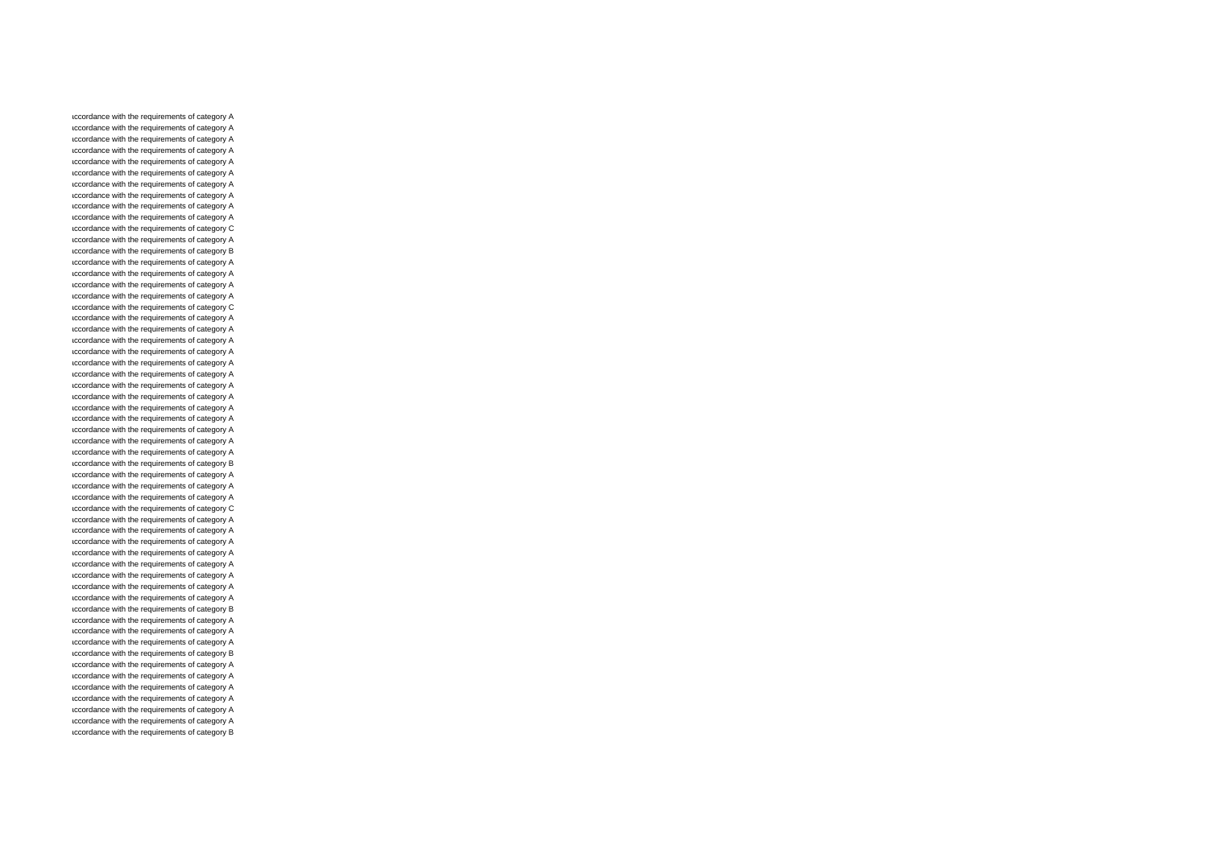ıccordance with the requirements of category A
ıccordance with the requirements of category A
ıccordance with the requirements of category A
ıccordance with the requirements of category A
ıccordance with the requirements of category A
ıccordance with the requirements of category A
ıccordance with the requirements of category A
ıccordance with the requirements of category A
ıccordance with the requirements of category A
ıccordance with the requirements of category A
ıccordance with the requirements of category C
ıccordance with the requirements of category A
ıccordance with the requirements of category B
ıccordance with the requirements of category A
ıccordance with the requirements of category A
ıccordance with the requirements of category A
ıccordance with the requirements of category A
ıccordance with the requirements of category C
ıccordance with the requirements of category A
ıccordance with the requirements of category A
ıccordance with the requirements of category A
ıccordance with the requirements of category A
ıccordance with the requirements of category A
ıccordance with the requirements of category A
ıccordance with the requirements of category A
ıccordance with the requirements of category A
ıccordance with the requirements of category A
ıccordance with the requirements of category A
ıccordance with the requirements of category A
ıccordance with the requirements of category A
ıccordance with the requirements of category A
ıccordance with the requirements of category B
ıccordance with the requirements of category A
ıccordance with the requirements of category A
ıccordance with the requirements of category A
ıccordance with the requirements of category C
ıccordance with the requirements of category A
ıccordance with the requirements of category A
ıccordance with the requirements of category A
ıccordance with the requirements of category A
ıccordance with the requirements of category A
ıccordance with the requirements of category A
ıccordance with the requirements of category A
ıccordance with the requirements of category A
ıccordance with the requirements of category B
ıccordance with the requirements of category A
ıccordance with the requirements of category A
ıccordance with the requirements of category A
ıccordance with the requirements of category B
ıccordance with the requirements of category A
ıccordance with the requirements of category A
ıccordance with the requirements of category A
ıccordance with the requirements of category A
ıccordance with the requirements of category A
ıccordance with the requirements of category A
ıccordance with the requirements of category B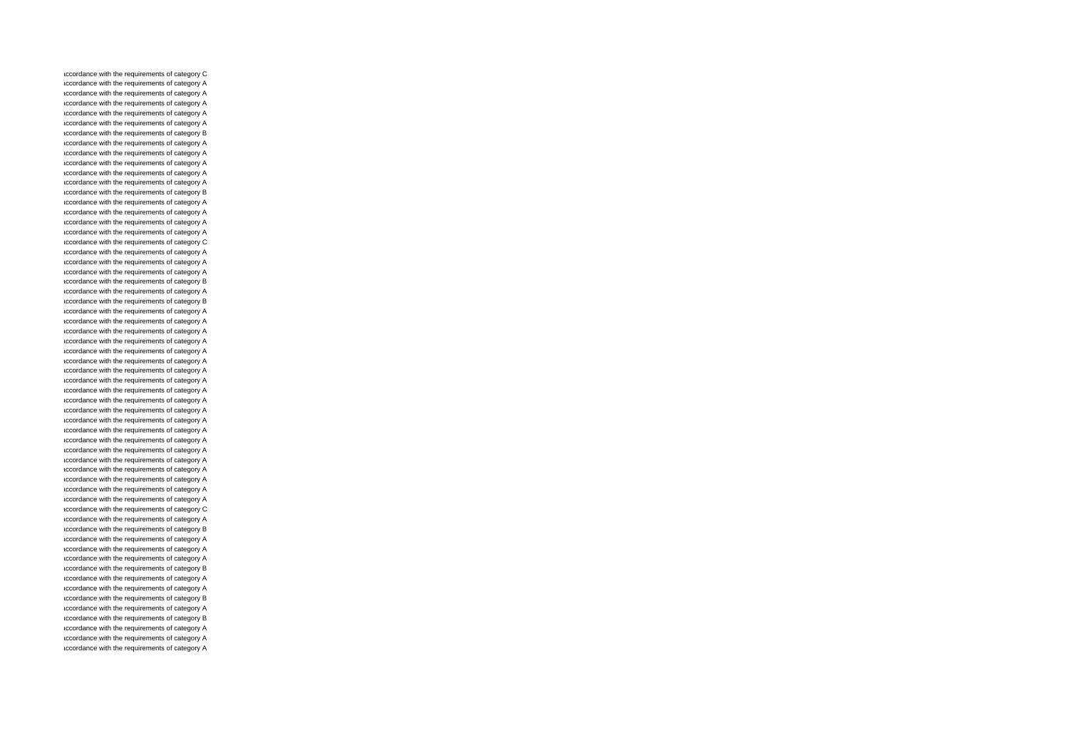accordance with the requirements of category C
accordance with the requirements of category A
accordance with the requirements of category A
accordance with the requirements of category A
accordance with the requirements of category A
accordance with the requirements of category A
accordance with the requirements of category B
accordance with the requirements of category A
accordance with the requirements of category A
accordance with the requirements of category A
accordance with the requirements of category A
accordance with the requirements of category A
accordance with the requirements of category B
accordance with the requirements of category A
accordance with the requirements of category A
accordance with the requirements of category A
accordance with the requirements of category A
accordance with the requirements of category C
accordance with the requirements of category A
accordance with the requirements of category A
accordance with the requirements of category A
accordance with the requirements of category B
accordance with the requirements of category A
accordance with the requirements of category B
accordance with the requirements of category A
accordance with the requirements of category A
accordance with the requirements of category A
accordance with the requirements of category A
accordance with the requirements of category A
accordance with the requirements of category A
accordance with the requirements of category A
accordance with the requirements of category A
accordance with the requirements of category A
accordance with the requirements of category A
accordance with the requirements of category A
accordance with the requirements of category A
accordance with the requirements of category A
accordance with the requirements of category A
accordance with the requirements of category A
accordance with the requirements of category A
accordance with the requirements of category A
accordance with the requirements of category A
accordance with the requirements of category A
accordance with the requirements of category A
accordance with the requirements of category C
accordance with the requirements of category A
accordance with the requirements of category B
accordance with the requirements of category A
accordance with the requirements of category A
accordance with the requirements of category A
accordance with the requirements of category B
accordance with the requirements of category A
accordance with the requirements of category A
accordance with the requirements of category B
accordance with the requirements of category A
accordance with the requirements of category B
accordance with the requirements of category A
accordance with the requirements of category A
accordance with the requirements of category A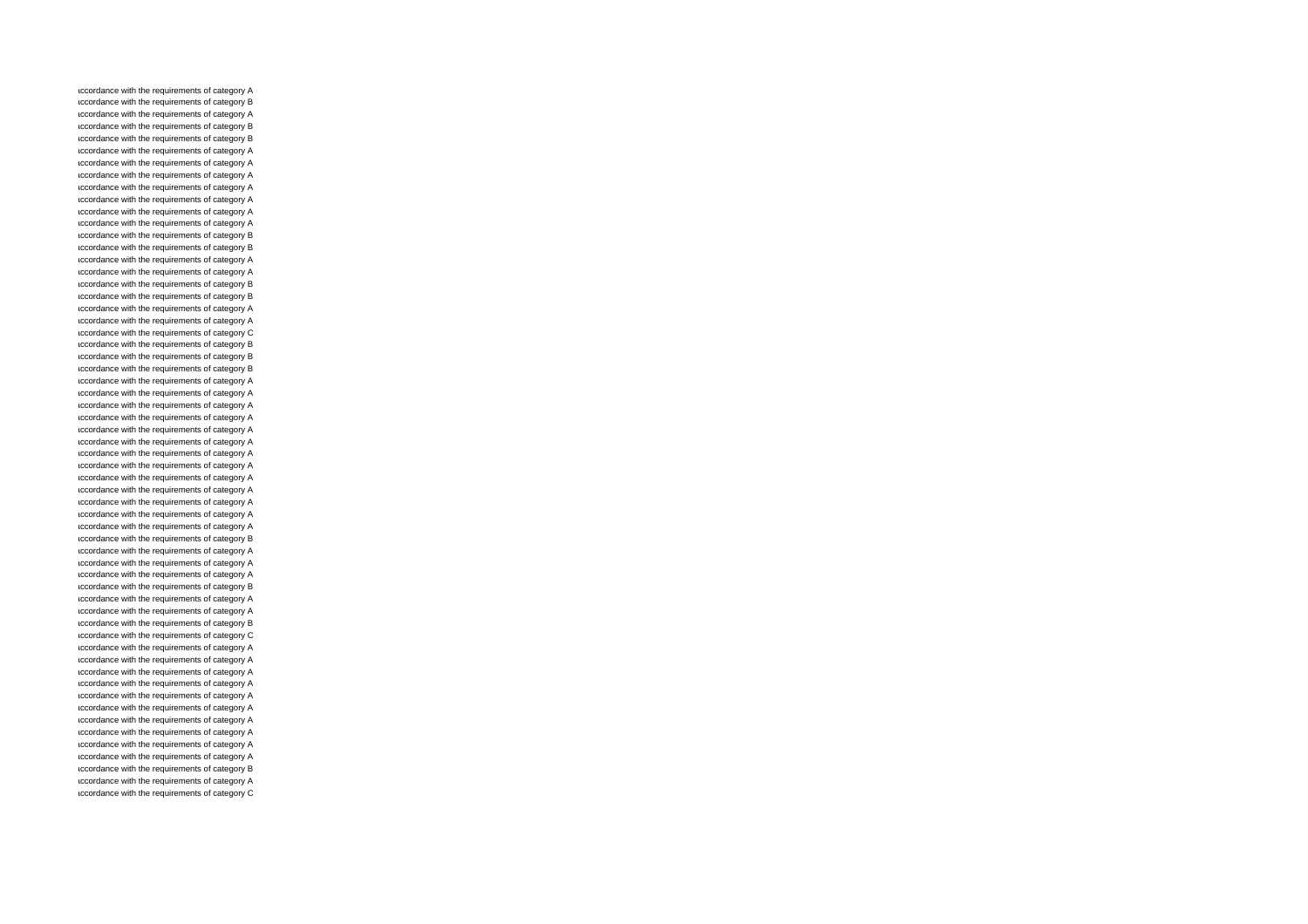ıccordance with the requirements of category A
ıccordance with the requirements of category B
ıccordance with the requirements of category A
ıccordance with the requirements of category B
ıccordance with the requirements of category B
ıccordance with the requirements of category A
ıccordance with the requirements of category A
ıccordance with the requirements of category A
ıccordance with the requirements of category A
ıccordance with the requirements of category A
ıccordance with the requirements of category A
ıccordance with the requirements of category A
ıccordance with the requirements of category B
ıccordance with the requirements of category B
ıccordance with the requirements of category A
ıccordance with the requirements of category A
ıccordance with the requirements of category B
ıccordance with the requirements of category B
ıccordance with the requirements of category A
ıccordance with the requirements of category A
ıccordance with the requirements of category C
ıccordance with the requirements of category B
ıccordance with the requirements of category B
ıccordance with the requirements of category B
ıccordance with the requirements of category A
ıccordance with the requirements of category A
ıccordance with the requirements of category A
ıccordance with the requirements of category A
ıccordance with the requirements of category A
ıccordance with the requirements of category A
ıccordance with the requirements of category A
ıccordance with the requirements of category A
ıccordance with the requirements of category A
ıccordance with the requirements of category A
ıccordance with the requirements of category A
ıccordance with the requirements of category A
ıccordance with the requirements of category A
ıccordance with the requirements of category B
ıccordance with the requirements of category A
ıccordance with the requirements of category A
ıccordance with the requirements of category A
ıccordance with the requirements of category B
ıccordance with the requirements of category A
ıccordance with the requirements of category A
ıccordance with the requirements of category B
ıccordance with the requirements of category C
ıccordance with the requirements of category A
ıccordance with the requirements of category A
ıccordance with the requirements of category A
ıccordance with the requirements of category A
ıccordance with the requirements of category A
ıccordance with the requirements of category A
ıccordance with the requirements of category A
ıccordance with the requirements of category A
ıccordance with the requirements of category A
ıccordance with the requirements of category A
ıccordance with the requirements of category B
ıccordance with the requirements of category A
ıccordance with the requirements of category C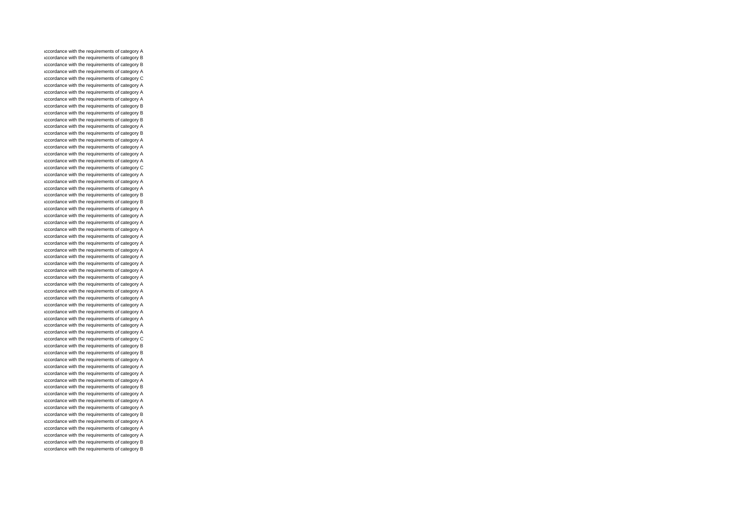ıccordance with the requirements of category A
ıccordance with the requirements of category B
ıccordance with the requirements of category B
ıccordance with the requirements of category A
ıccordance with the requirements of category C
ıccordance with the requirements of category A
ıccordance with the requirements of category A
ıccordance with the requirements of category A
ıccordance with the requirements of category B
ıccordance with the requirements of category B
ıccordance with the requirements of category B
ıccordance with the requirements of category A
ıccordance with the requirements of category B
ıccordance with the requirements of category A
ıccordance with the requirements of category A
ıccordance with the requirements of category A
ıccordance with the requirements of category A
ıccordance with the requirements of category C
ıccordance with the requirements of category A
ıccordance with the requirements of category A
ıccordance with the requirements of category A
ıccordance with the requirements of category B
ıccordance with the requirements of category B
ıccordance with the requirements of category A
ıccordance with the requirements of category A
ıccordance with the requirements of category A
ıccordance with the requirements of category A
ıccordance with the requirements of category A
ıccordance with the requirements of category A
ıccordance with the requirements of category A
ıccordance with the requirements of category A
ıccordance with the requirements of category A
ıccordance with the requirements of category A
ıccordance with the requirements of category A
ıccordance with the requirements of category A
ıccordance with the requirements of category A
ıccordance with the requirements of category A
ıccordance with the requirements of category A
ıccordance with the requirements of category A
ıccordance with the requirements of category A
ıccordance with the requirements of category A
ıccordance with the requirements of category A
ıccordance with the requirements of category C
ıccordance with the requirements of category B
ıccordance with the requirements of category B
ıccordance with the requirements of category A
ıccordance with the requirements of category A
ıccordance with the requirements of category A
ıccordance with the requirements of category A
ıccordance with the requirements of category B
ıccordance with the requirements of category A
ıccordance with the requirements of category A
ıccordance with the requirements of category A
ıccordance with the requirements of category B
ıccordance with the requirements of category A
ıccordance with the requirements of category A
ıccordance with the requirements of category A
ıccordance with the requirements of category B
ıccordance with the requirements of category B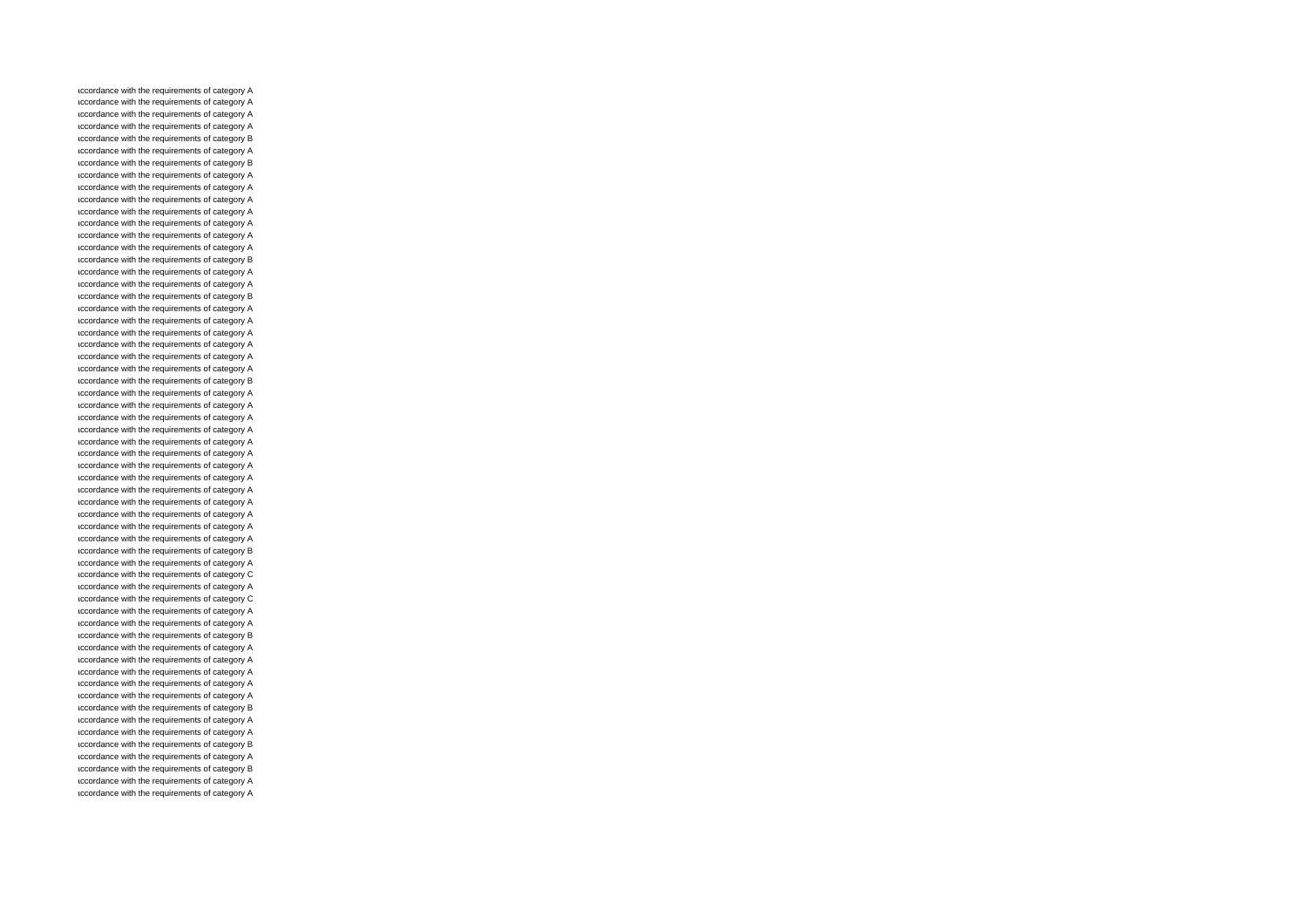ıccordance with the requirements of category A
ıccordance with the requirements of category A
ıccordance with the requirements of category A
ıccordance with the requirements of category A
ıccordance with the requirements of category B
ıccordance with the requirements of category A
ıccordance with the requirements of category B
ıccordance with the requirements of category A
ıccordance with the requirements of category A
ıccordance with the requirements of category A
ıccordance with the requirements of category A
ıccordance with the requirements of category A
ıccordance with the requirements of category A
ıccordance with the requirements of category A
ıccordance with the requirements of category B
ıccordance with the requirements of category A
ıccordance with the requirements of category A
ıccordance with the requirements of category B
ıccordance with the requirements of category A
ıccordance with the requirements of category A
ıccordance with the requirements of category A
ıccordance with the requirements of category A
ıccordance with the requirements of category A
ıccordance with the requirements of category A
ıccordance with the requirements of category B
ıccordance with the requirements of category A
ıccordance with the requirements of category A
ıccordance with the requirements of category A
ıccordance with the requirements of category A
ıccordance with the requirements of category A
ıccordance with the requirements of category A
ıccordance with the requirements of category A
ıccordance with the requirements of category A
ıccordance with the requirements of category A
ıccordance with the requirements of category A
ıccordance with the requirements of category A
ıccordance with the requirements of category A
ıccordance with the requirements of category A
ıccordance with the requirements of category B
ıccordance with the requirements of category A
ıccordance with the requirements of category C
ıccordance with the requirements of category A
ıccordance with the requirements of category C
ıccordance with the requirements of category A
ıccordance with the requirements of category A
ıccordance with the requirements of category B
ıccordance with the requirements of category A
ıccordance with the requirements of category A
ıccordance with the requirements of category A
ıccordance with the requirements of category A
ıccordance with the requirements of category A
ıccordance with the requirements of category B
ıccordance with the requirements of category A
ıccordance with the requirements of category A
ıccordance with the requirements of category B
ıccordance with the requirements of category A
ıccordance with the requirements of category B
ıccordance with the requirements of category A
ıccordance with the requirements of category A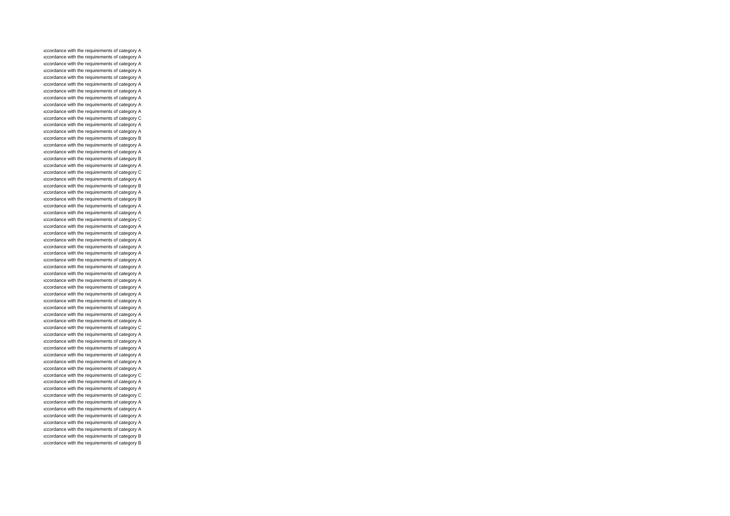ıccordance with the requirements of category A
ıccordance with the requirements of category A
ıccordance with the requirements of category A
ıccordance with the requirements of category A
ıccordance with the requirements of category A
ıccordance with the requirements of category A
ıccordance with the requirements of category A
ıccordance with the requirements of category A
ıccordance with the requirements of category A
ıccordance with the requirements of category A
ıccordance with the requirements of category C
ıccordance with the requirements of category A
ıccordance with the requirements of category A
ıccordance with the requirements of category B
ıccordance with the requirements of category A
ıccordance with the requirements of category A
ıccordance with the requirements of category B
ıccordance with the requirements of category A
ıccordance with the requirements of category C
ıccordance with the requirements of category A
ıccordance with the requirements of category B
ıccordance with the requirements of category A
ıccordance with the requirements of category B
ıccordance with the requirements of category A
ıccordance with the requirements of category A
ıccordance with the requirements of category C
ıccordance with the requirements of category A
ıccordance with the requirements of category A
ıccordance with the requirements of category A
ıccordance with the requirements of category A
ıccordance with the requirements of category A
ıccordance with the requirements of category A
ıccordance with the requirements of category A
ıccordance with the requirements of category A
ıccordance with the requirements of category A
ıccordance with the requirements of category A
ıccordance with the requirements of category A
ıccordance with the requirements of category A
ıccordance with the requirements of category A
ıccordance with the requirements of category A
ıccordance with the requirements of category A
ıccordance with the requirements of category C
ıccordance with the requirements of category A
ıccordance with the requirements of category A
ıccordance with the requirements of category A
ıccordance with the requirements of category A
ıccordance with the requirements of category A
ıccordance with the requirements of category A
ıccordance with the requirements of category C
ıccordance with the requirements of category A
ıccordance with the requirements of category A
ıccordance with the requirements of category C
ıccordance with the requirements of category A
ıccordance with the requirements of category A
ıccordance with the requirements of category A
ıccordance with the requirements of category A
ıccordance with the requirements of category A
ıccordance with the requirements of category B
ıccordance with the requirements of category B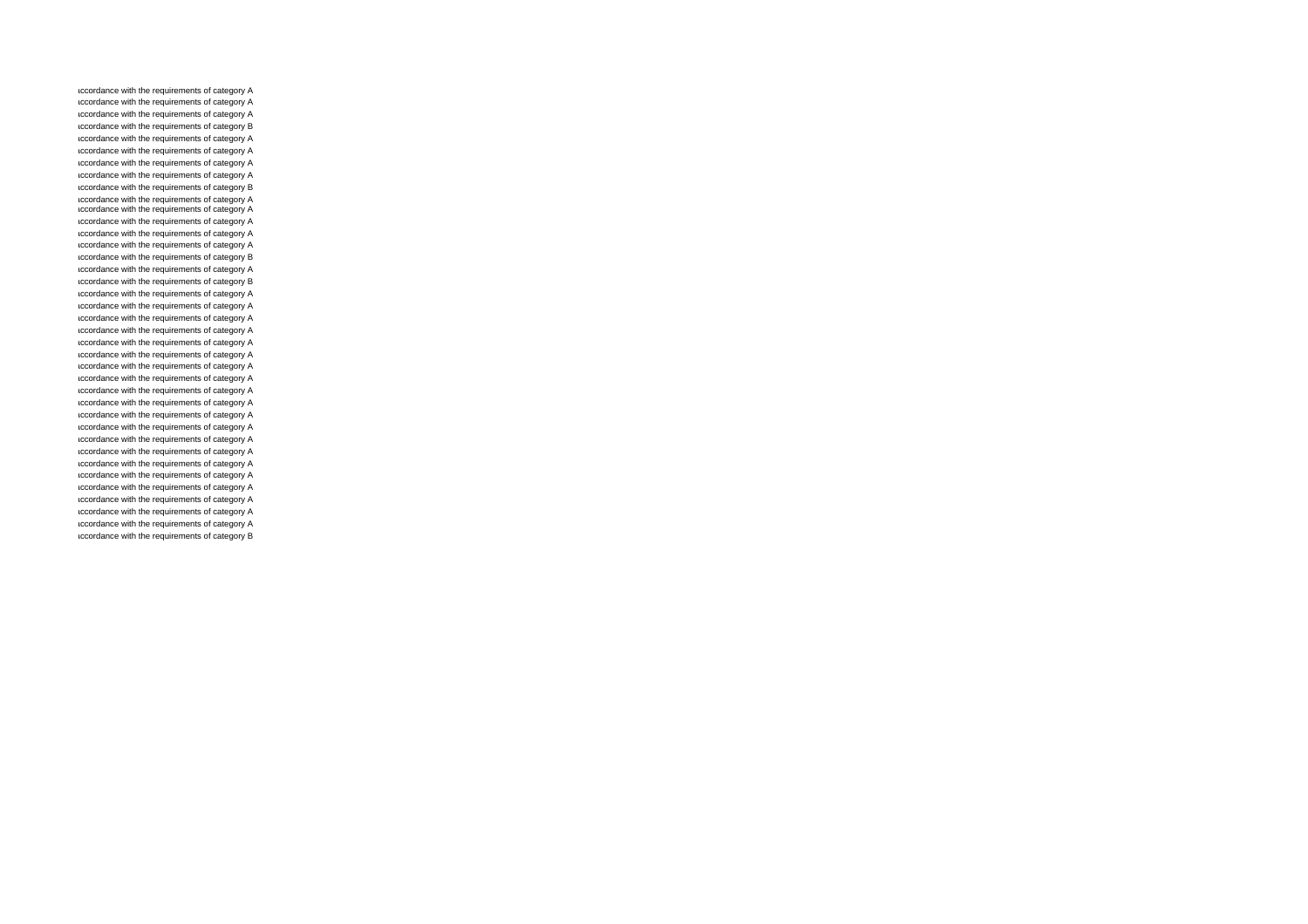ccordance with the requirements of category A
ccordance with the requirements of category A
ccordance with the requirements of category A
ccordance with the requirements of category B
ccordance with the requirements of category A
ccordance with the requirements of category A
ccordance with the requirements of category A
ccordance with the requirements of category A
ccordance with the requirements of category B
ccordance with the requirements of category A
ccordance with the requirements of category A
ccordance with the requirements of category A
ccordance with the requirements of category A
ccordance with the requirements of category A
ccordance with the requirements of category B
ccordance with the requirements of category A
ccordance with the requirements of category B
ccordance with the requirements of category A
ccordance with the requirements of category A
ccordance with the requirements of category A
ccordance with the requirements of category A
ccordance with the requirements of category A
ccordance with the requirements of category A
ccordance with the requirements of category A
ccordance with the requirements of category A
ccordance with the requirements of category A
ccordance with the requirements of category A
ccordance with the requirements of category A
ccordance with the requirements of category A
ccordance with the requirements of category A
ccordance with the requirements of category A
ccordance with the requirements of category A
ccordance with the requirements of category A
ccordance with the requirements of category A
ccordance with the requirements of category A
ccordance with the requirements of category A
ccordance with the requirements of category A
ccordance with the requirements of category B